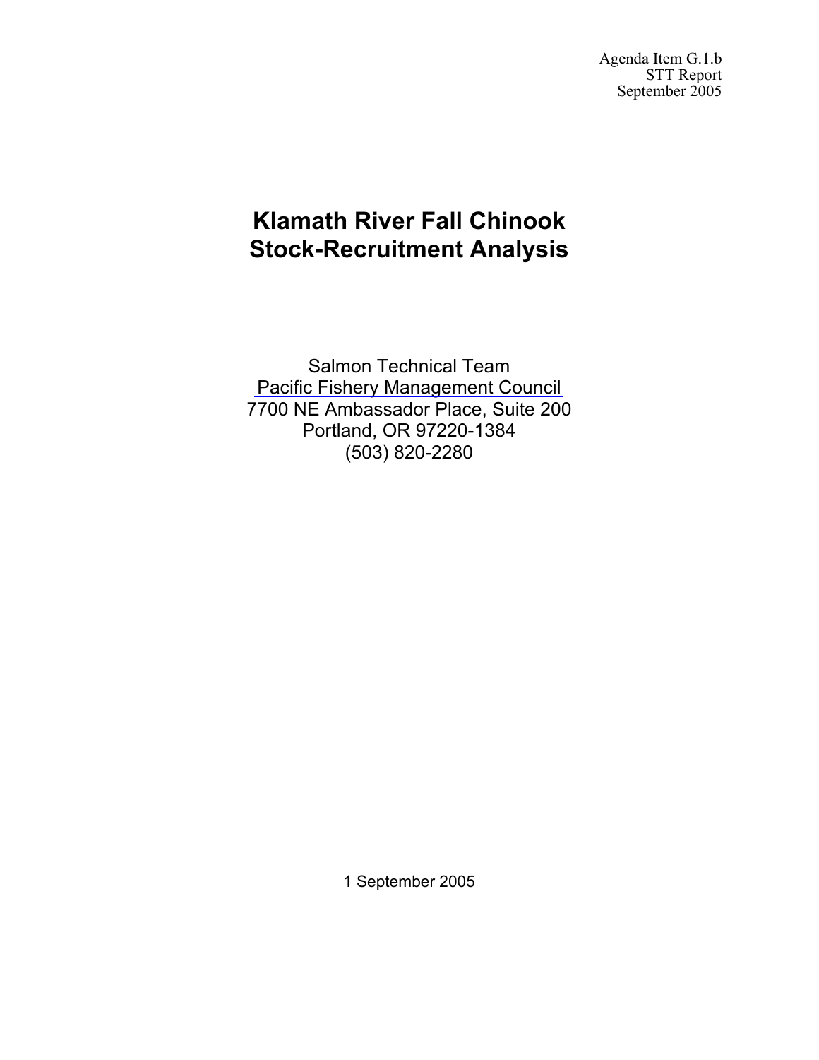Agenda Item G.1.b
STT Report
September 2005

# Klamath River Fall Chinook Stock-Recruitment Analysis

Salmon Technical Team
Pacific Fishery Management Council
7700 NE Ambassador Place, Suite 200
Portland, OR 97220-1384
(503) 820-2280

1 September 2005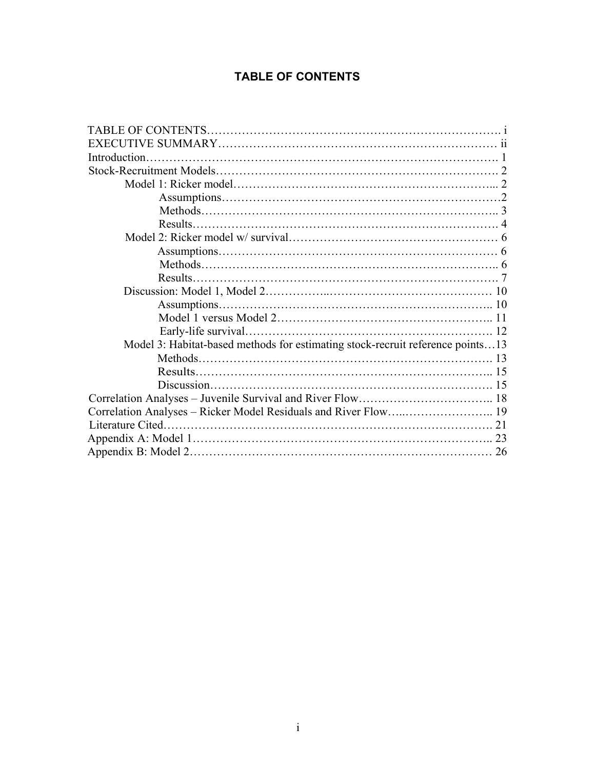# TABLE OF CONTENTS

- TABLE OF CONTENTS……………………………………………………………………. i
- EXECUTIVE SUMMARY………………………………………………………………… ii
- Introduction………………………………………………………………………………. 1
- Stock-Recruitment Models………………………………………………………………. 2
  - Model 1: Ricker model………………………………………………………….... 2
    - Assumptions……………………………………………………………….2
    - Methods…………………………………………………………………….. 3
    - Results………………………………………………………………………. 4
  - Model 2: Ricker model w/ survival……………………………………………… 6
    - Assumptions……………………………………………………………… 6
    - Methods…………………………………………………………………….. 6
    - Results………………………………………………………………………. 7
  - Discussion: Model 1, Model 2…………….………………………………… 10
    - Assumptions…………………………………………………………….. 10
    - Model 1 versus Model 2……………………………………………….. 11
    - Early-life survival………………………………………………………. 12
  - Model 3: Habitat-based methods for estimating stock-recruit reference points…13
    - Methods……………………………………………………………………. 13
    - Results…………………………………………………………………….. 15
    - Discussion………………………………………………………………. 15
- Correlation Analyses – Juvenile Survival and River Flow…………………………….. 18
- Correlation Analyses – Ricker Model Residuals and River Flow…..………………….. 19
- Literature Cited………………………………………………………………………. 21
- Appendix A: Model 1………………………………………………………………….. 23
- Appendix B: Model 2………………………………………………………………… 26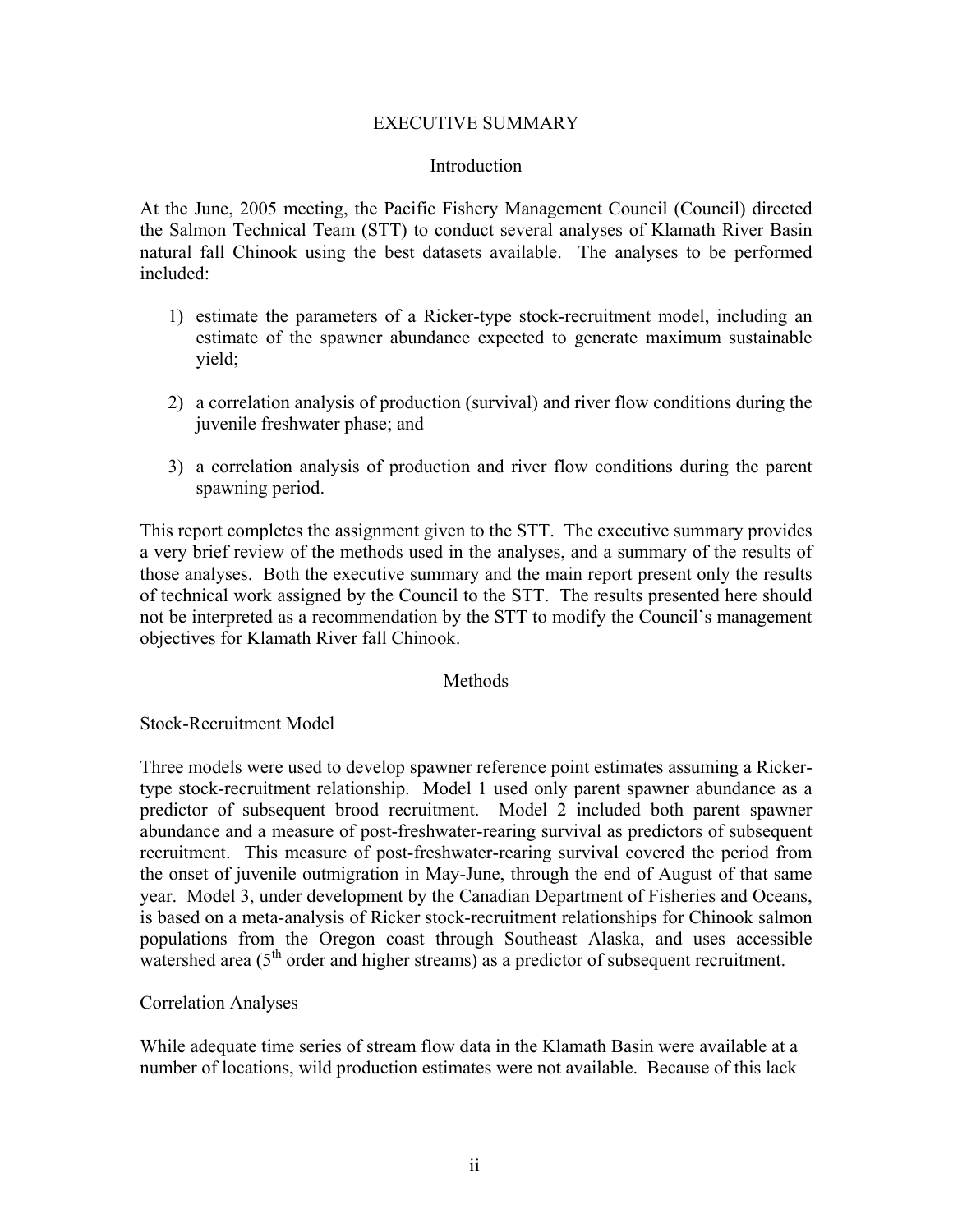# EXECUTIVE SUMMARY

## Introduction

At the June, 2005 meeting, the Pacific Fishery Management Council (Council) directed the Salmon Technical Team (STT) to conduct several analyses of Klamath River Basin natural fall Chinook using the best datasets available. The analyses to be performed included:

1) estimate the parameters of a Ricker-type stock-recruitment model, including an estimate of the spawner abundance expected to generate maximum sustainable yield;

2) a correlation analysis of production (survival) and river flow conditions during the juvenile freshwater phase; and

3) a correlation analysis of production and river flow conditions during the parent spawning period.

This report completes the assignment given to the STT. The executive summary provides a very brief review of the methods used in the analyses, and a summary of the results of those analyses. Both the executive summary and the main report present only the results of technical work assigned by the Council to the STT. The results presented here should not be interpreted as a recommendation by the STT to modify the Council's management objectives for Klamath River fall Chinook.

## Methods

### Stock-Recruitment Model

Three models were used to develop spawner reference point estimates assuming a Ricker-type stock-recruitment relationship. Model 1 used only parent spawner abundance as a predictor of subsequent brood recruitment. Model 2 included both parent spawner abundance and a measure of post-freshwater-rearing survival as predictors of subsequent recruitment. This measure of post-freshwater-rearing survival covered the period from the onset of juvenile outmigration in May-June, through the end of August of that same year. Model 3, under development by the Canadian Department of Fisheries and Oceans, is based on a meta-analysis of Ricker stock-recruitment relationships for Chinook salmon populations from the Oregon coast through Southeast Alaska, and uses accessible watershed area (5th order and higher streams) as a predictor of subsequent recruitment.

### Correlation Analyses

While adequate time series of stream flow data in the Klamath Basin were available at a number of locations, wild production estimates were not available. Because of this lack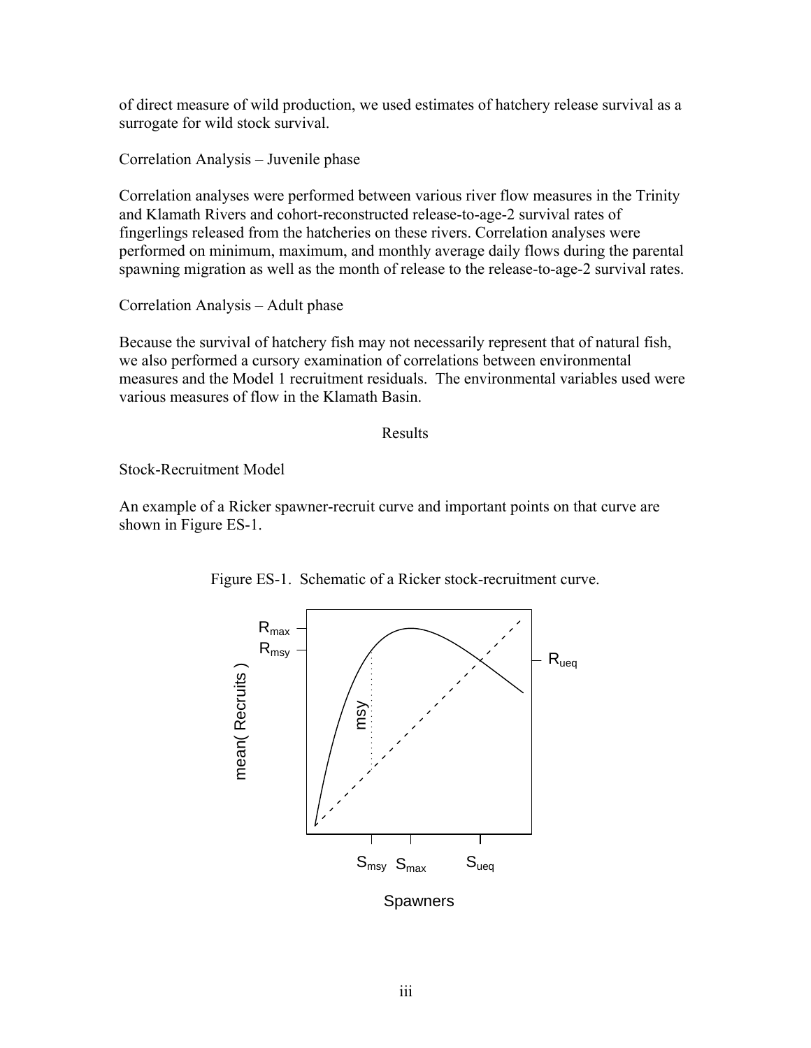of direct measure of wild production, we used estimates of hatchery release survival as a surrogate for wild stock survival.

Correlation Analysis – Juvenile phase

Correlation analyses were performed between various river flow measures in the Trinity and Klamath Rivers and cohort-reconstructed release-to-age-2 survival rates of fingerlings released from the hatcheries on these rivers. Correlation analyses were performed on minimum, maximum, and monthly average daily flows during the parental spawning migration as well as the month of release to the release-to-age-2 survival rates.

Correlation Analysis – Adult phase

Because the survival of hatchery fish may not necessarily represent that of natural fish, we also performed a cursory examination of correlations between environmental measures and the Model 1 recruitment residuals. The environmental variables used were various measures of flow in the Klamath Basin.

## Results

Stock-Recruitment Model

An example of a Ricker spawner-recruit curve and important points on that curve are shown in Figure ES-1.

Figure ES-1. Schematic of a Ricker stock-recruitment curve.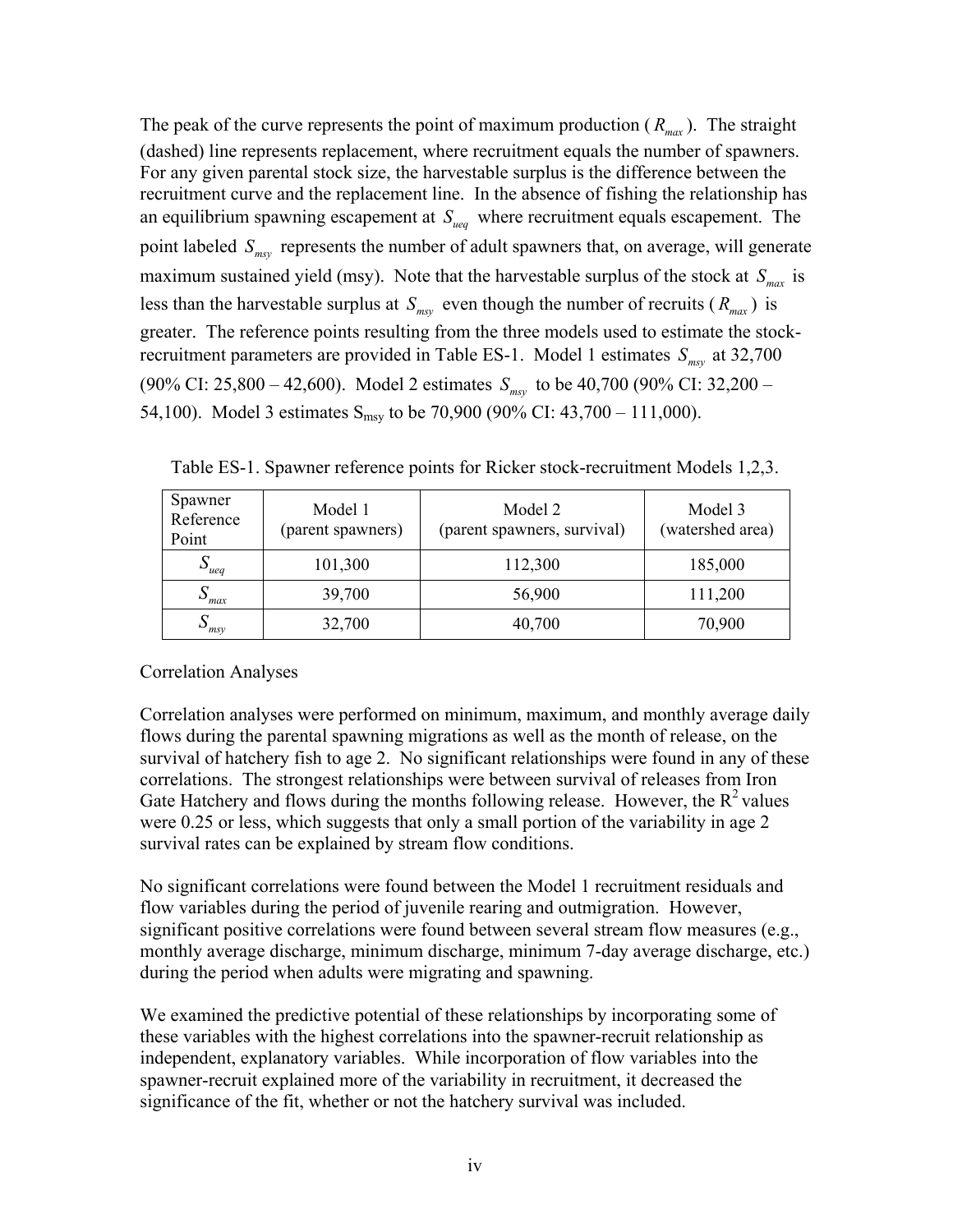The peak of the curve represents the point of maximum production ($R_{max}$). The straight (dashed) line represents replacement, where recruitment equals the number of spawners. For any given parental stock size, the harvestable surplus is the difference between the recruitment curve and the replacement line. In the absence of fishing the relationship has an equilibrium spawning escapement at $S_{ueq}$ where recruitment equals escapement. The point labeled $S_{msy}$ represents the number of adult spawners that, on average, will generate maximum sustained yield (msy). Note that the harvestable surplus of the stock at $S_{max}$ is less than the harvestable surplus at $S_{msy}$ even though the number of recruits ($R_{max}$) is greater. The reference points resulting from the three models used to estimate the stock-recruitment parameters are provided in Table ES-1. Model 1 estimates $S_{msy}$ at 32,700 (90% CI: 25,800 – 42,600). Model 2 estimates $S_{msy}$ to be 40,700 (90% CI: 32,200 – 54,100). Model 3 estimates $S_{msy}$ to be 70,900 (90% CI: 43,700 – 111,000).

Table ES-1. Spawner reference points for Ricker stock-recruitment Models 1,2,3.

| Spawner Reference Point | Model 1 (parent spawners) | Model 2 (parent spawners, survival) | Model 3 (watershed area) |
|---|---|---|---|
| $S_{ueq}$ | 101,300 | 112,300 | 185,000 |
| $S_{max}$ | 39,700 | 56,900 | 111,200 |
| $S_{msy}$ | 32,700 | 40,700 | 70,900 |

Correlation Analyses

Correlation analyses were performed on minimum, maximum, and monthly average daily flows during the parental spawning migrations as well as the month of release, on the survival of hatchery fish to age 2. No significant relationships were found in any of these correlations. The strongest relationships were between survival of releases from Iron Gate Hatchery and flows during the months following release. However, the $R^2$ values were 0.25 or less, which suggests that only a small portion of the variability in age 2 survival rates can be explained by stream flow conditions.

No significant correlations were found between the Model 1 recruitment residuals and flow variables during the period of juvenile rearing and outmigration. However, significant positive correlations were found between several stream flow measures (e.g., monthly average discharge, minimum discharge, minimum 7-day average discharge, etc.) during the period when adults were migrating and spawning.

We examined the predictive potential of these relationships by incorporating some of these variables with the highest correlations into the spawner-recruit relationship as independent, explanatory variables. While incorporation of flow variables into the spawner-recruit explained more of the variability in recruitment, it decreased the significance of the fit, whether or not the hatchery survival was included.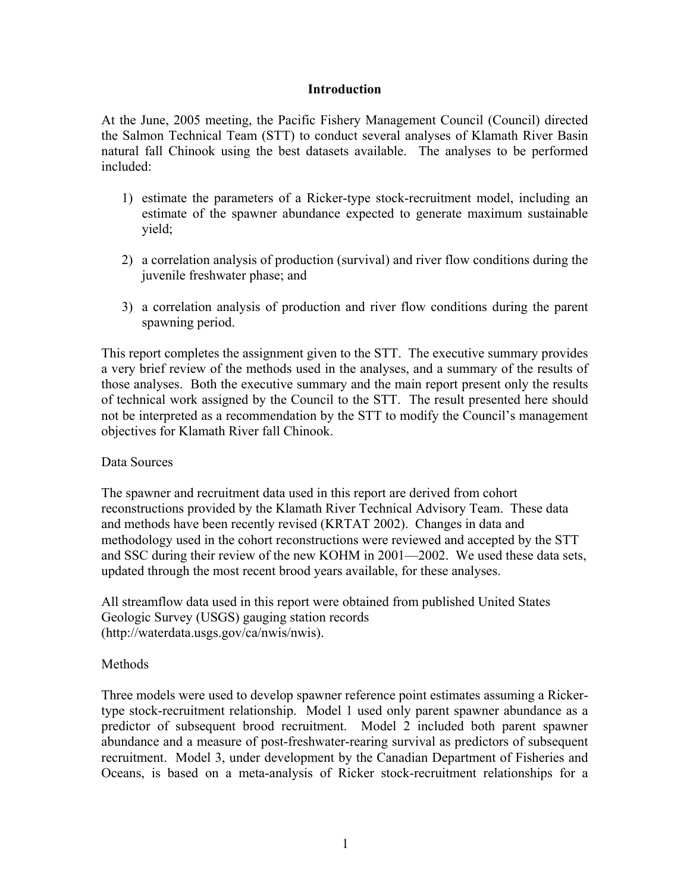## Introduction

At the June, 2005 meeting, the Pacific Fishery Management Council (Council) directed the Salmon Technical Team (STT) to conduct several analyses of Klamath River Basin natural fall Chinook using the best datasets available. The analyses to be performed included:

1) estimate the parameters of a Ricker-type stock-recruitment model, including an estimate of the spawner abundance expected to generate maximum sustainable yield;

2) a correlation analysis of production (survival) and river flow conditions during the juvenile freshwater phase; and

3) a correlation analysis of production and river flow conditions during the parent spawning period.

This report completes the assignment given to the STT. The executive summary provides a very brief review of the methods used in the analyses, and a summary of the results of those analyses. Both the executive summary and the main report present only the results of technical work assigned by the Council to the STT. The result presented here should not be interpreted as a recommendation by the STT to modify the Council's management objectives for Klamath River fall Chinook.

Data Sources

The spawner and recruitment data used in this report are derived from cohort reconstructions provided by the Klamath River Technical Advisory Team. These data and methods have been recently revised (KRTAT 2002). Changes in data and methodology used in the cohort reconstructions were reviewed and accepted by the STT and SSC during their review of the new KOHM in 2001—2002. We used these data sets, updated through the most recent brood years available, for these analyses.

All streamflow data used in this report were obtained from published United States Geologic Survey (USGS) gauging station records (http://waterdata.usgs.gov/ca/nwis/nwis).

Methods

Three models were used to develop spawner reference point estimates assuming a Ricker-type stock-recruitment relationship. Model 1 used only parent spawner abundance as a predictor of subsequent brood recruitment. Model 2 included both parent spawner abundance and a measure of post-freshwater-rearing survival as predictors of subsequent recruitment. Model 3, under development by the Canadian Department of Fisheries and Oceans, is based on a meta-analysis of Ricker stock-recruitment relationships for a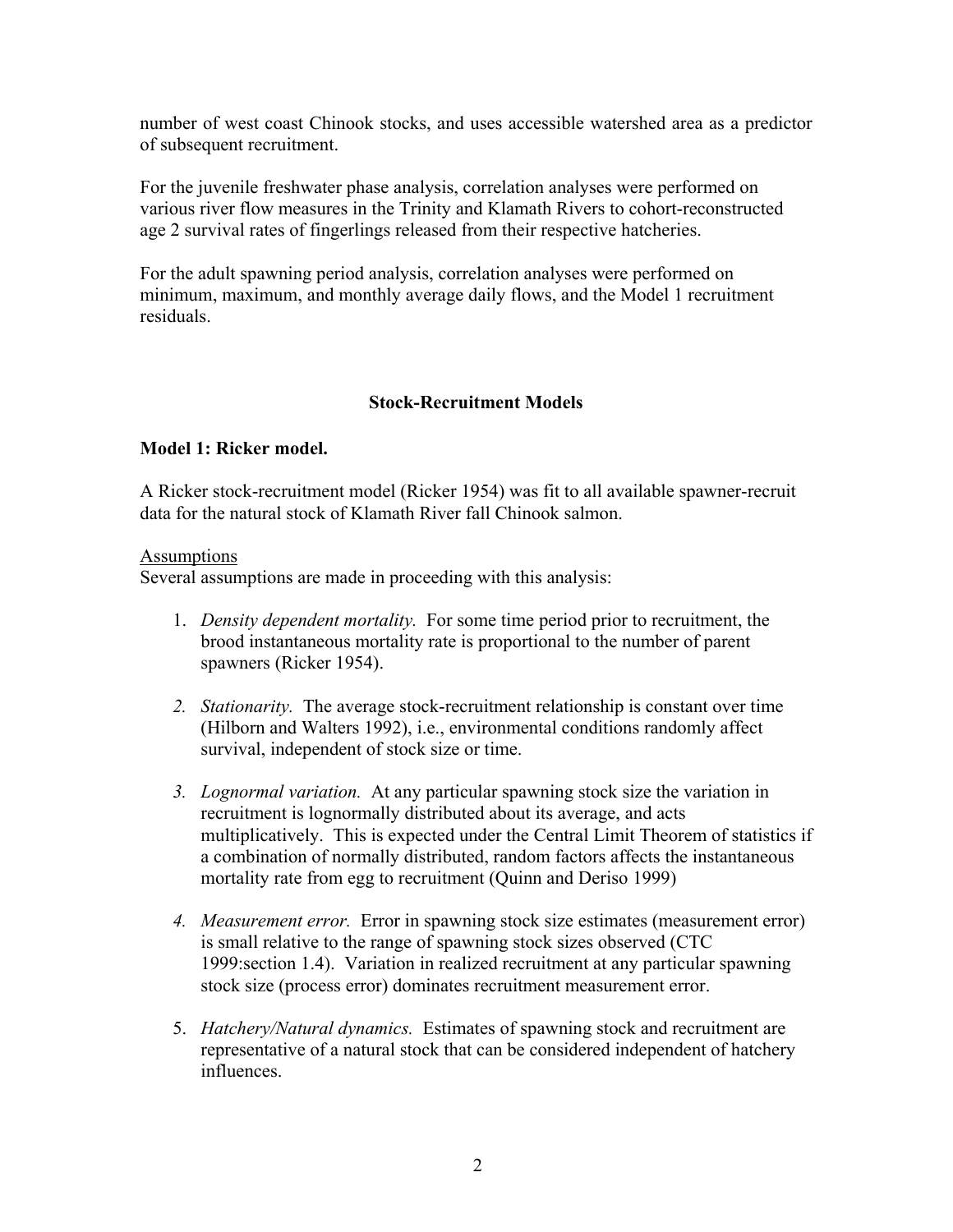number of west coast Chinook stocks, and uses accessible watershed area as a predictor of subsequent recruitment.

For the juvenile freshwater phase analysis, correlation analyses were performed on various river flow measures in the Trinity and Klamath Rivers to cohort-reconstructed age 2 survival rates of fingerlings released from their respective hatcheries.

For the adult spawning period analysis, correlation analyses were performed on minimum, maximum, and monthly average daily flows, and the Model 1 recruitment residuals.

## Stock-Recruitment Models

### Model 1: Ricker model.

A Ricker stock-recruitment model (Ricker 1954) was fit to all available spawner-recruit data for the natural stock of Klamath River fall Chinook salmon.

<u>Assumptions</u>

Several assumptions are made in proceeding with this analysis:

1. *Density dependent mortality.* For some time period prior to recruitment, the brood instantaneous mortality rate is proportional to the number of parent spawners (Ricker 1954).

2. *Stationarity.* The average stock-recruitment relationship is constant over time (Hilborn and Walters 1992), i.e., environmental conditions randomly affect survival, independent of stock size or time.

3. *Lognormal variation.* At any particular spawning stock size the variation in recruitment is lognormally distributed about its average, and acts multiplicatively. This is expected under the Central Limit Theorem of statistics if a combination of normally distributed, random factors affects the instantaneous mortality rate from egg to recruitment (Quinn and Deriso 1999)

4. *Measurement error.* Error in spawning stock size estimates (measurement error) is small relative to the range of spawning stock sizes observed (CTC 1999:section 1.4). Variation in realized recruitment at any particular spawning stock size (process error) dominates recruitment measurement error.

5. *Hatchery/Natural dynamics.* Estimates of spawning stock and recruitment are representative of a natural stock that can be considered independent of hatchery influences.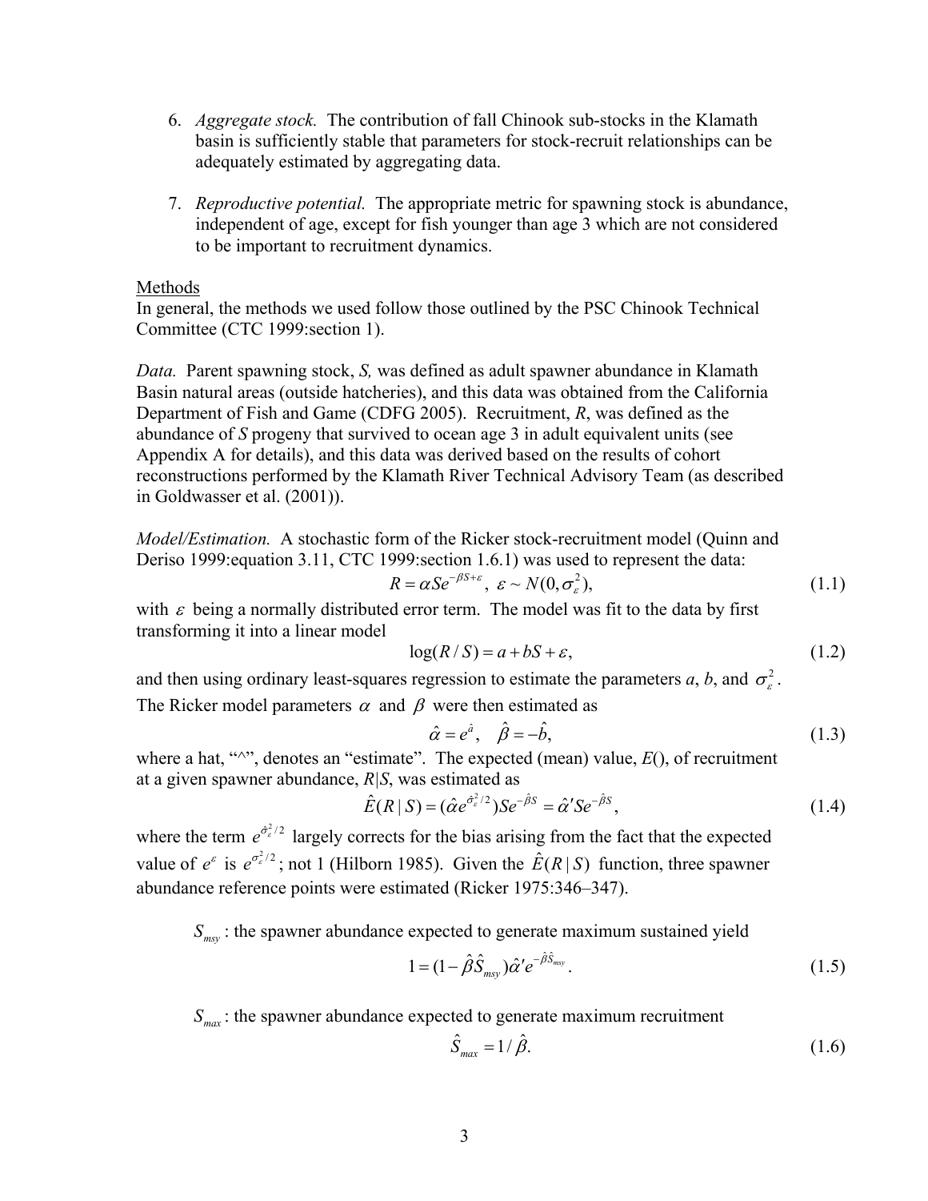6. *Aggregate stock.* The contribution of fall Chinook sub-stocks in the Klamath basin is sufficiently stable that parameters for stock-recruit relationships can be adequately estimated by aggregating data.

7. *Reproductive potential.* The appropriate metric for spawning stock is abundance, independent of age, except for fish younger than age 3 which are not considered to be important to recruitment dynamics.

Methods

In general, the methods we used follow those outlined by the PSC Chinook Technical Committee (CTC 1999:section 1).

*Data.* Parent spawning stock, *S,* was defined as adult spawner abundance in Klamath Basin natural areas (outside hatcheries), and this data was obtained from the California Department of Fish and Game (CDFG 2005). Recruitment, *R*, was defined as the abundance of *S* progeny that survived to ocean age 3 in adult equivalent units (see Appendix A for details), and this data was derived based on the results of cohort reconstructions performed by the Klamath River Technical Advisory Team (as described in Goldwasser et al. (2001)).

*Model/Estimation.* A stochastic form of the Ricker stock-recruitment model (Quinn and Deriso 1999:equation 3.11, CTC 1999:section 1.6.1) was used to represent the data:

$$R = \alpha S e^{-\beta S + \varepsilon}, \;\; \varepsilon \sim N(0, \sigma_{\varepsilon}^{2}), \tag{1.1}$$

with $\varepsilon$ being a normally distributed error term. The model was fit to the data by first transforming it into a linear model

$$\log(R/S) = a + bS + \varepsilon, \tag{1.2}$$

and then using ordinary least-squares regression to estimate the parameters *a*, *b*, and $\sigma_{\varepsilon}^{2}$. The Ricker model parameters $\alpha$ and $\beta$ were then estimated as

$$\hat{\alpha} = e^{\hat{a}}, \quad \hat{\beta} = -\hat{b}, \tag{1.3}$$

where a hat, "^", denotes an "estimate". The expected (mean) value, *E*(), of recruitment at a given spawner abundance, *R*|*S*, was estimated as

$$\hat{E}(R \mid S) = (\hat{\alpha} e^{\hat{\sigma}_{\varepsilon}^{2}/2}) S e^{-\hat{\beta} S} = \hat{\alpha}' S e^{-\hat{\beta} S}, \tag{1.4}$$

where the term $e^{\hat{\sigma}_{\varepsilon}^{2}/2}$ largely corrects for the bias arising from the fact that the expected value of $e^{\varepsilon}$ is $e^{\sigma_{\varepsilon}^{2}/2}$; not 1 (Hilborn 1985). Given the $\hat{E}(R \mid S)$ function, three spawner abundance reference points were estimated (Ricker 1975:346–347).

$S_{msy}$ : the spawner abundance expected to generate maximum sustained yield

$$1 = (1 - \hat{\beta} \hat{S}_{msy}) \hat{\alpha}' e^{-\hat{\beta} \hat{S}_{msy}}. \tag{1.5}$$

$S_{max}$ : the spawner abundance expected to generate maximum recruitment

$$\hat{S}_{max} = 1/\hat{\beta}. \tag{1.6}$$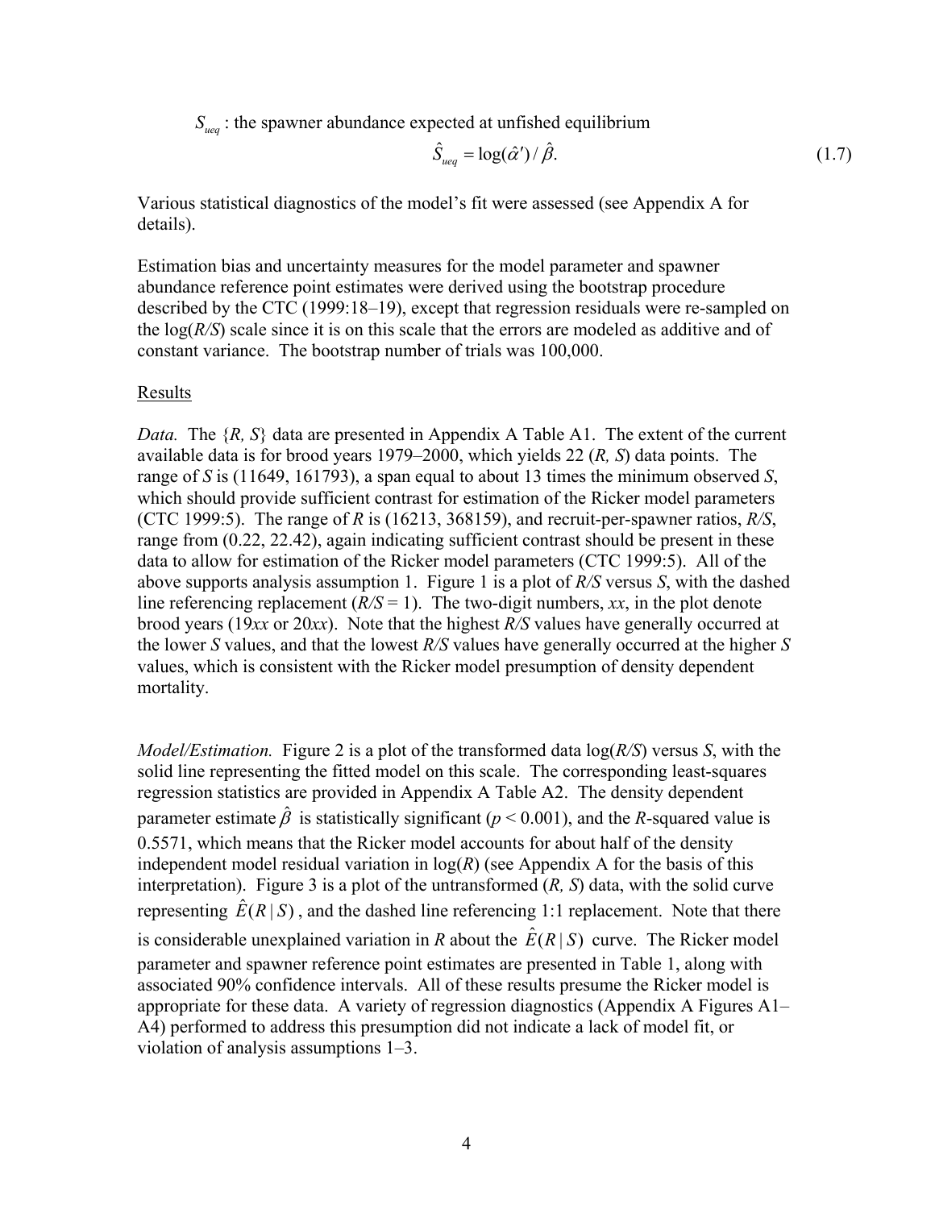$S_{ueq}$ : the spawner abundance expected at unfished equilibrium

$$\hat{S}_{ueq} = \log(\hat{\alpha}') / \hat{\beta}. \tag{1.7}$$

Various statistical diagnostics of the model's fit were assessed (see Appendix A for details).

Estimation bias and uncertainty measures for the model parameter and spawner abundance reference point estimates were derived using the bootstrap procedure described by the CTC (1999:18–19), except that regression residuals were re-sampled on the log(*R/S*) scale since it is on this scale that the errors are modeled as additive and of constant variance. The bootstrap number of trials was 100,000.

<u>Results</u>

*Data.* The {*R, S*} data are presented in Appendix A Table A1. The extent of the current available data is for brood years 1979–2000, which yields 22 (*R, S*) data points. The range of *S* is (11649, 161793), a span equal to about 13 times the minimum observed *S*, which should provide sufficient contrast for estimation of the Ricker model parameters (CTC 1999:5). The range of *R* is (16213, 368159), and recruit-per-spawner ratios, *R/S*, range from (0.22, 22.42), again indicating sufficient contrast should be present in these data to allow for estimation of the Ricker model parameters (CTC 1999:5). All of the above supports analysis assumption 1. Figure 1 is a plot of *R/S* versus *S*, with the dashed line referencing replacement (*R/S* = 1). The two-digit numbers, *xx*, in the plot denote brood years (19*xx* or 20*xx*). Note that the highest *R/S* values have generally occurred at the lower *S* values, and that the lowest *R/S* values have generally occurred at the higher *S* values, which is consistent with the Ricker model presumption of density dependent mortality.

*Model/Estimation.* Figure 2 is a plot of the transformed data log(*R/S*) versus *S*, with the solid line representing the fitted model on this scale. The corresponding least-squares regression statistics are provided in Appendix A Table A2. The density dependent parameter estimate $\hat{\beta}$ is statistically significant ($p < 0.001$), and the *R*-squared value is 0.5571, which means that the Ricker model accounts for about half of the density independent model residual variation in log(*R*) (see Appendix A for the basis of this interpretation). Figure 3 is a plot of the untransformed (*R, S*) data, with the solid curve representing $\hat{E}(R \mid S)$, and the dashed line referencing 1:1 replacement. Note that there is considerable unexplained variation in *R* about the $\hat{E}(R \mid S)$ curve. The Ricker model parameter and spawner reference point estimates are presented in Table 1, along with associated 90% confidence intervals. All of these results presume the Ricker model is appropriate for these data. A variety of regression diagnostics (Appendix A Figures A1–A4) performed to address this presumption did not indicate a lack of model fit, or violation of analysis assumptions 1–3.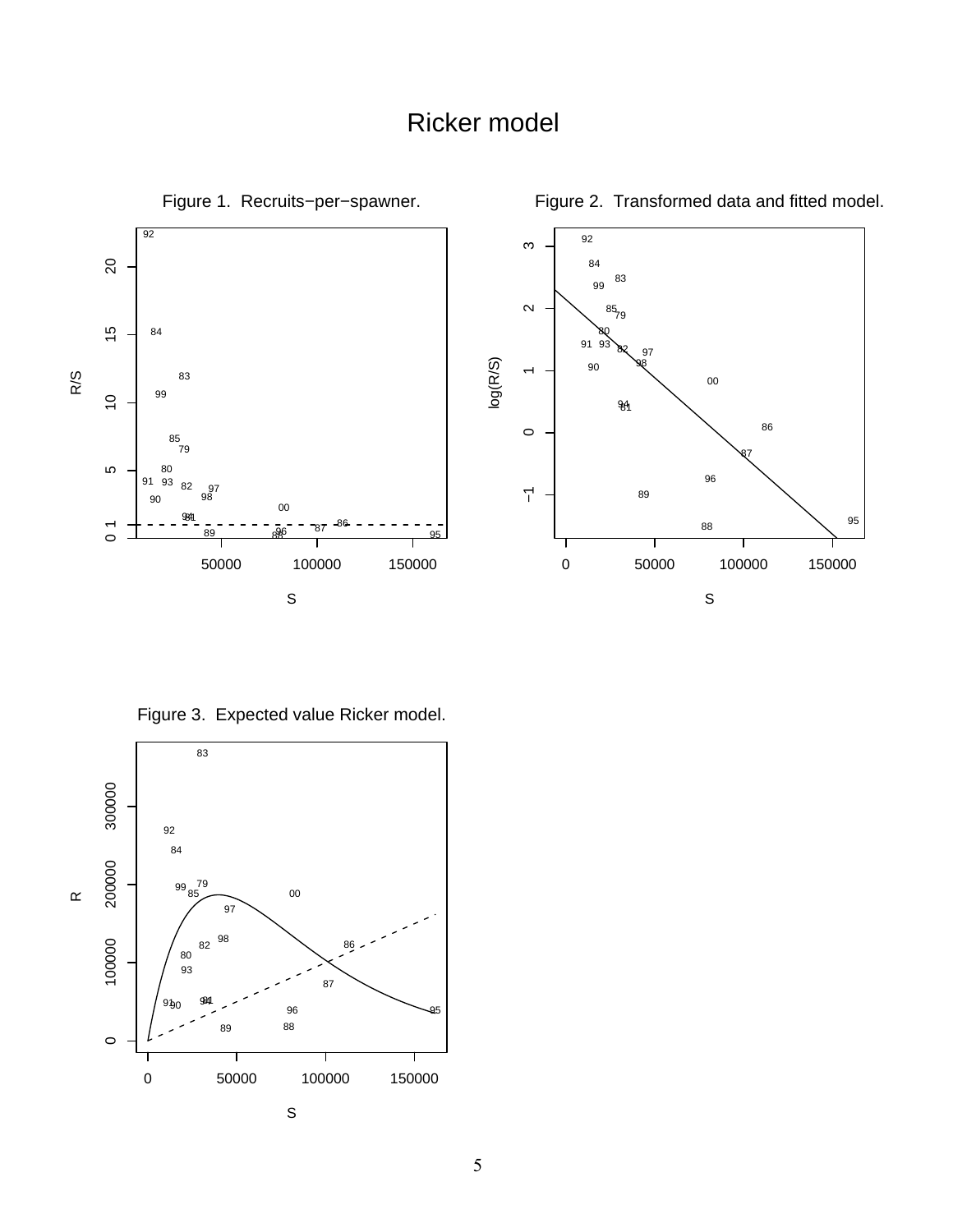# Ricker model

Figure 1. Recruits−per−spawner.

Figure 2. Transformed data and fitted model.

Figure 3. Expected value Ricker model.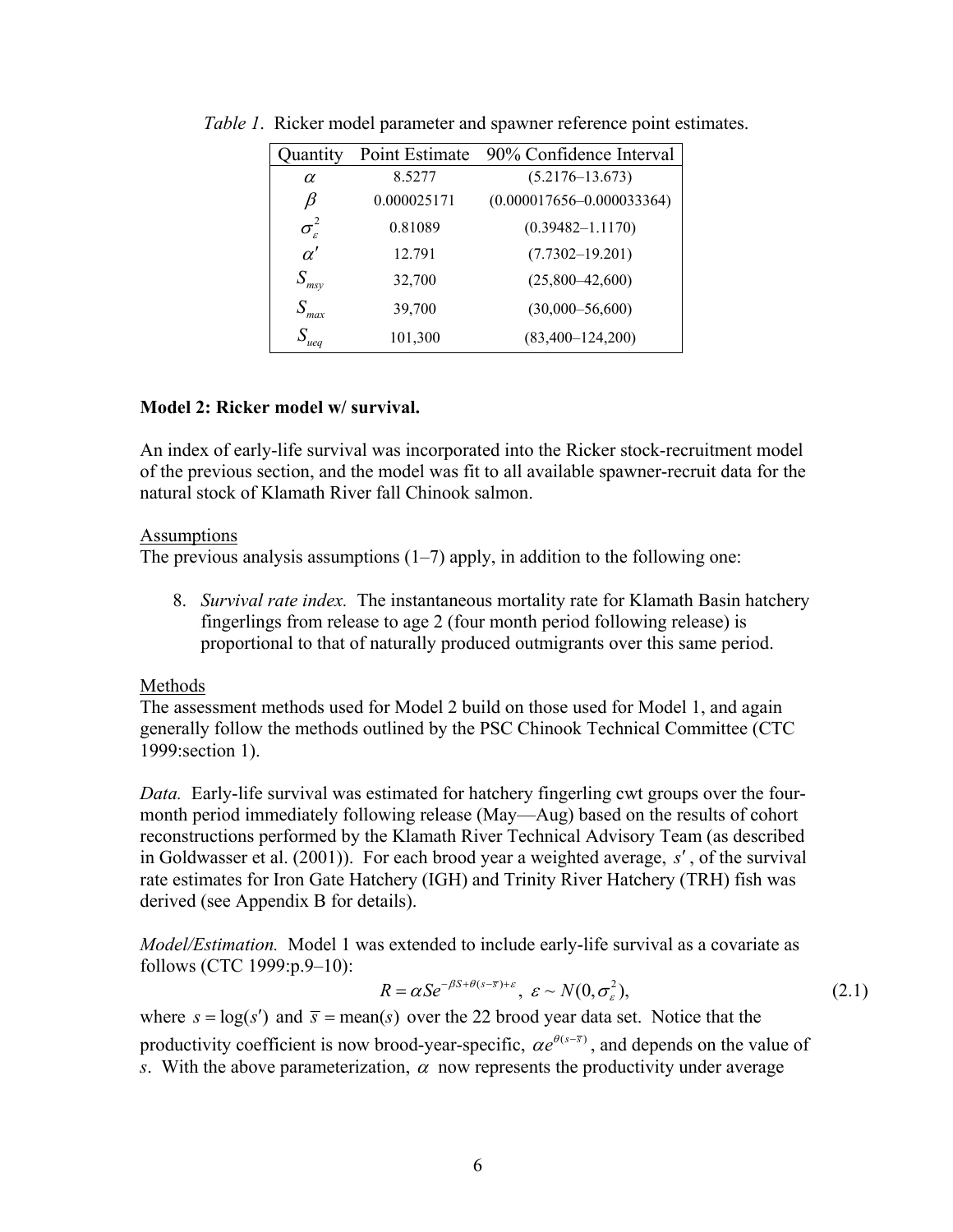*Table 1*. Ricker model parameter and spawner reference point estimates.

| Quantity | Point Estimate | 90% Confidence Interval |
|---|---|---|
| $\alpha$ | 8.5277 | (5.2176–13.673) |
| $\beta$ | 0.000025171 | (0.000017656–0.000033364) |
| $\sigma_{\varepsilon}^{2}$ | 0.81089 | (0.39482–1.1170) |
| $\alpha'$ | 12.791 | (7.7302–19.201) |
| $S_{msy}$ | 32,700 | (25,800–42,600) |
| $S_{max}$ | 39,700 | (30,000–56,600) |
| $S_{ueq}$ | 101,300 | (83,400–124,200) |

**Model 2: Ricker model w/ survival.**

An index of early-life survival was incorporated into the Ricker stock-recruitment model of the previous section, and the model was fit to all available spawner-recruit data for the natural stock of Klamath River fall Chinook salmon.

Assumptions

The previous analysis assumptions (1–7) apply, in addition to the following one:

8. *Survival rate index.* The instantaneous mortality rate for Klamath Basin hatchery fingerlings from release to age 2 (four month period following release) is proportional to that of naturally produced outmigrants over this same period.

Methods

The assessment methods used for Model 2 build on those used for Model 1, and again generally follow the methods outlined by the PSC Chinook Technical Committee (CTC 1999:section 1).

*Data.* Early-life survival was estimated for hatchery fingerling cwt groups over the four-month period immediately following release (May—Aug) based on the results of cohort reconstructions performed by the Klamath River Technical Advisory Team (as described in Goldwasser et al. (2001)). For each brood year a weighted average, $s'$, of the survival rate estimates for Iron Gate Hatchery (IGH) and Trinity River Hatchery (TRH) fish was derived (see Appendix B for details).

*Model/Estimation.* Model 1 was extended to include early-life survival as a covariate as follows (CTC 1999:p.9–10):

$$R = \alpha S e^{-\beta S + \theta(s - \bar{s}) + \varepsilon}, \ \varepsilon \sim N(0, \sigma_{\varepsilon}^{2}), \tag{2.1}$$

where $s = \log(s')$ and $\bar{s} = \text{mean}(s)$ over the 22 brood year data set. Notice that the productivity coefficient is now brood-year-specific, $\alpha e^{\theta(s-\bar{s})}$, and depends on the value of $s$. With the above parameterization, $\alpha$ now represents the productivity under average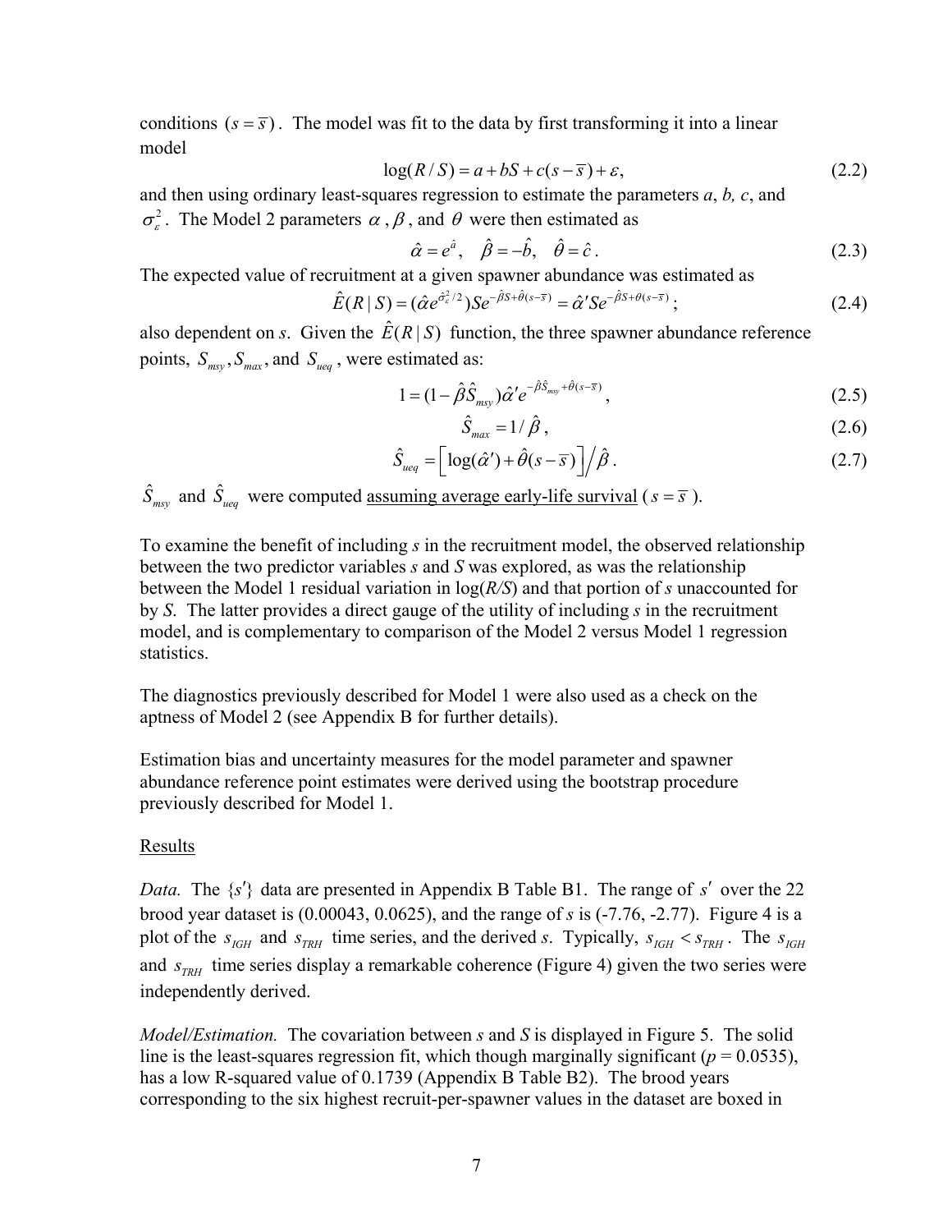conditions $(s = \bar{s})$. The model was fit to the data by first transforming it into a linear model

$$\log(R/S) = a + bS + c(s - \bar{s}) + \varepsilon, \tag{2.2}$$

and then using ordinary least-squares regression to estimate the parameters *a*, *b*, *c*, and $\sigma_\varepsilon^2$. The Model 2 parameters $\alpha$, $\beta$, and $\theta$ were then estimated as

$$\hat{\alpha} = e^{\hat{a}}, \quad \hat{\beta} = -\hat{b}, \quad \hat{\theta} = \hat{c}. \tag{2.3}$$

The expected value of recruitment at a given spawner abundance was estimated as

$$\hat{E}(R \mid S) = (\hat{\alpha} e^{\hat{\sigma}_\varepsilon^2/2}) S e^{-\hat{\beta}S + \hat{\theta}(s-\bar{s})} = \hat{\alpha}' S e^{-\hat{\beta}S + \theta(s-\bar{s})}; \tag{2.4}$$

also dependent on *s*. Given the $\hat{E}(R \mid S)$ function, the three spawner abundance reference points, $S_{msy}, S_{max}$, and $S_{ueq}$, were estimated as:

$$1 = (1 - \hat{\beta}\hat{S}_{msy})\hat{\alpha}' e^{-\hat{\beta}\hat{S}_{msy} + \hat{\theta}(s-\bar{s})}, \tag{2.5}$$

$$\hat{S}_{max} = 1/\hat{\beta}, \tag{2.6}$$

$$\hat{S}_{ueq} = \left[\log(\hat{\alpha}') + \hat{\theta}(s - \bar{s})\right] \big/ \hat{\beta}. \tag{2.7}$$

$\hat{S}_{msy}$ and $\hat{S}_{ueq}$ were computed assuming average early-life survival ($s = \bar{s}$).

To examine the benefit of including *s* in the recruitment model, the observed relationship between the two predictor variables *s* and *S* was explored, as was the relationship between the Model 1 residual variation in log(*R/S*) and that portion of *s* unaccounted for by *S*. The latter provides a direct gauge of the utility of including *s* in the recruitment model, and is complementary to comparison of the Model 2 versus Model 1 regression statistics.

The diagnostics previously described for Model 1 were also used as a check on the aptness of Model 2 (see Appendix B for further details).

Estimation bias and uncertainty measures for the model parameter and spawner abundance reference point estimates were derived using the bootstrap procedure previously described for Model 1.

## Results

*Data.* The $\{s'\}$ data are presented in Appendix B Table B1. The range of $s'$ over the 22 brood year dataset is (0.00043, 0.0625), and the range of *s* is (-7.76, -2.77). Figure 4 is a plot of the $s_{IGH}$ and $s_{TRH}$ time series, and the derived *s*. Typically, $s_{IGH} < s_{TRH}$. The $s_{IGH}$ and $s_{TRH}$ time series display a remarkable coherence (Figure 4) given the two series were independently derived.

*Model/Estimation.* The covariation between *s* and *S* is displayed in Figure 5. The solid line is the least-squares regression fit, which though marginally significant ($p = 0.0535$), has a low R-squared value of 0.1739 (Appendix B Table B2). The brood years corresponding to the six highest recruit-per-spawner values in the dataset are boxed in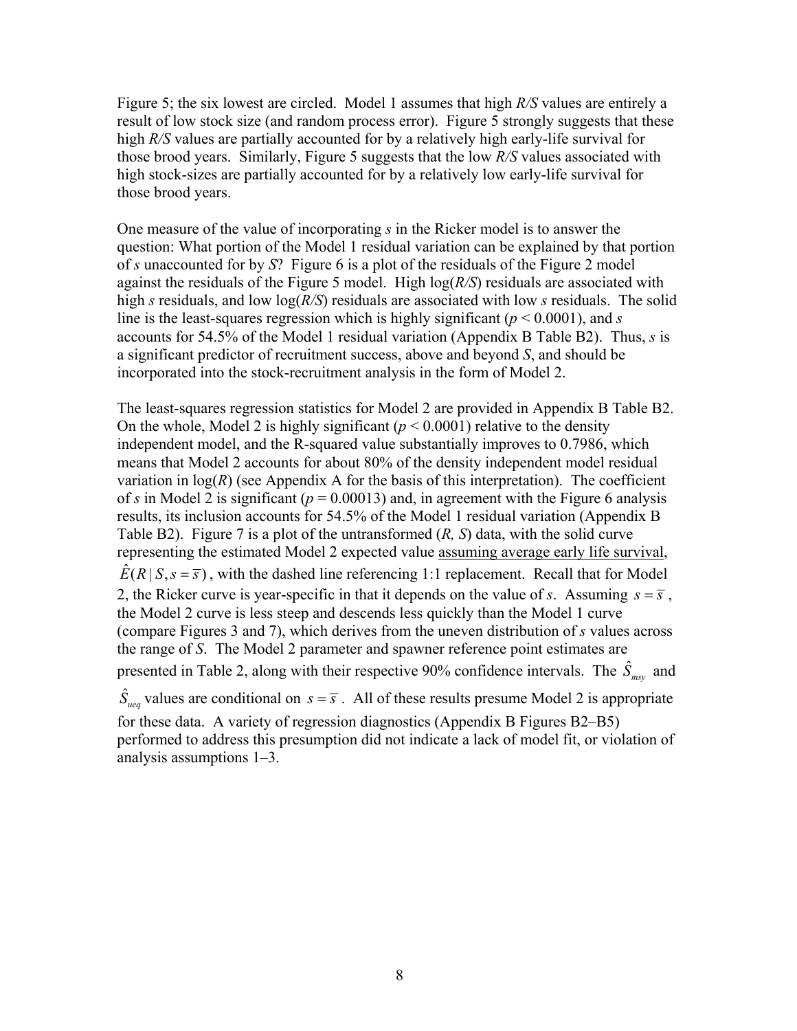Figure 5; the six lowest are circled. Model 1 assumes that high *R/S* values are entirely a result of low stock size (and random process error). Figure 5 strongly suggests that these high *R/S* values are partially accounted for by a relatively high early-life survival for those brood years. Similarly, Figure 5 suggests that the low *R/S* values associated with high stock-sizes are partially accounted for by a relatively low early-life survival for those brood years.

One measure of the value of incorporating *s* in the Ricker model is to answer the question: What portion of the Model 1 residual variation can be explained by that portion of *s* unaccounted for by *S*? Figure 6 is a plot of the residuals of the Figure 2 model against the residuals of the Figure 5 model. High log(*R/S*) residuals are associated with high *s* residuals, and low log(*R/S*) residuals are associated with low *s* residuals. The solid line is the least-squares regression which is highly significant ($p < 0.0001$), and *s* accounts for 54.5% of the Model 1 residual variation (Appendix B Table B2). Thus, *s* is a significant predictor of recruitment success, above and beyond *S*, and should be incorporated into the stock-recruitment analysis in the form of Model 2.

The least-squares regression statistics for Model 2 are provided in Appendix B Table B2. On the whole, Model 2 is highly significant ($p < 0.0001$) relative to the density independent model, and the R-squared value substantially improves to 0.7986, which means that Model 2 accounts for about 80% of the density independent model residual variation in log(*R*) (see Appendix A for the basis of this interpretation). The coefficient of *s* in Model 2 is significant ($p = 0.00013$) and, in agreement with the Figure 6 analysis results, its inclusion accounts for 54.5% of the Model 1 residual variation (Appendix B Table B2). Figure 7 is a plot of the untransformed (*R, S*) data, with the solid curve representing the estimated Model 2 expected value <u>assuming average early life survival</u>, $\hat{E}(R \mid S, s = \bar{s})$, with the dashed line referencing 1:1 replacement. Recall that for Model 2, the Ricker curve is year-specific in that it depends on the value of *s*. Assuming $s = \bar{s}$, the Model 2 curve is less steep and descends less quickly than the Model 1 curve (compare Figures 3 and 7), which derives from the uneven distribution of *s* values across the range of *S*. The Model 2 parameter and spawner reference point estimates are presented in Table 2, along with their respective 90% confidence intervals. The $\hat{S}_{msy}$ and $\hat{S}_{ueq}$ values are conditional on $s = \bar{s}$. All of these results presume Model 2 is appropriate for these data. A variety of regression diagnostics (Appendix B Figures B2–B5) performed to address this presumption did not indicate a lack of model fit, or violation of analysis assumptions 1–3.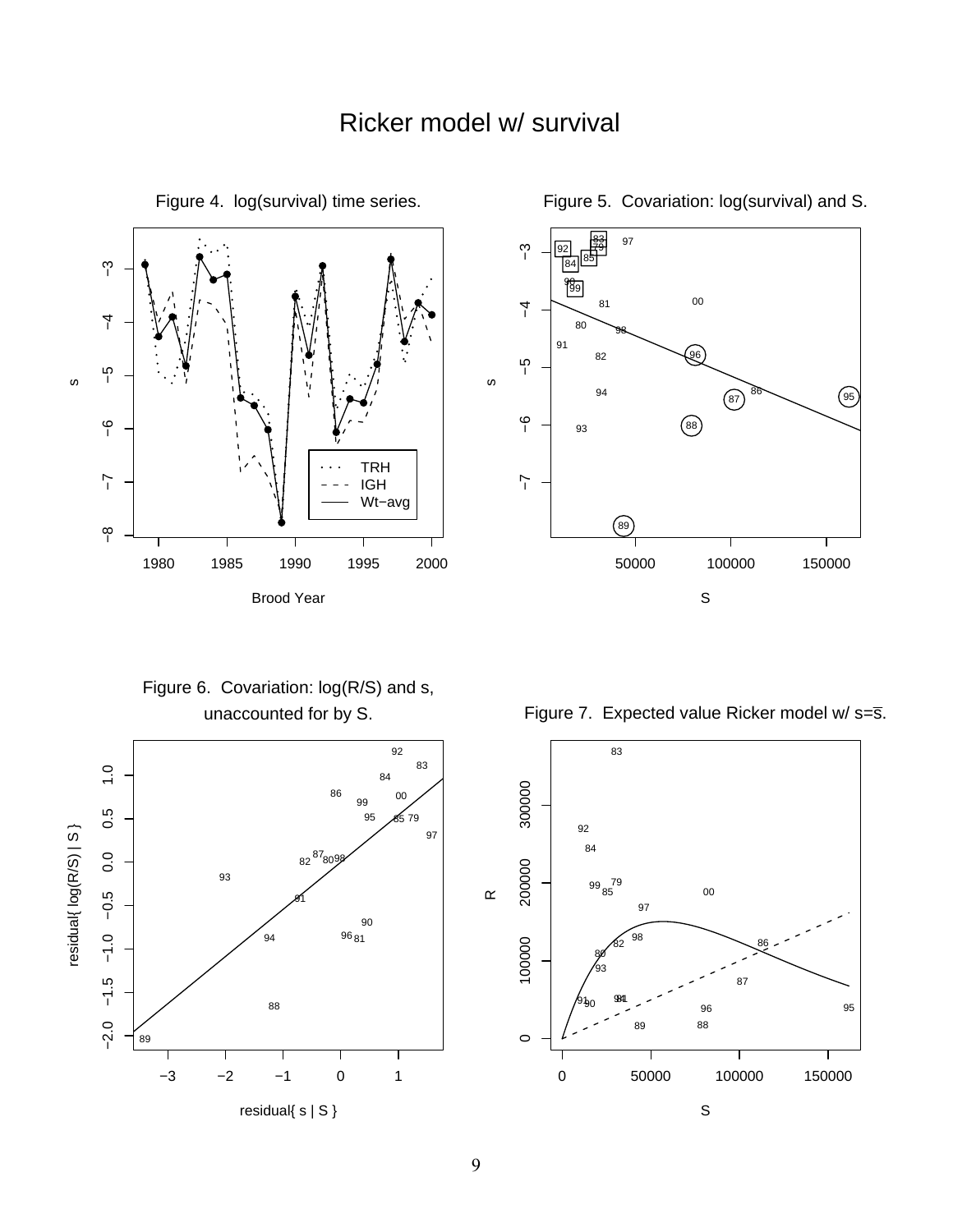# Ricker model w/ survival

Figure 4. log(survival) time series.

Figure 5. Covariation: log(survival) and S.

Figure 6. Covariation: log(R/S) and s, unaccounted for by S.

Figure 7. Expected value Ricker model w/ $s=\bar{s}$.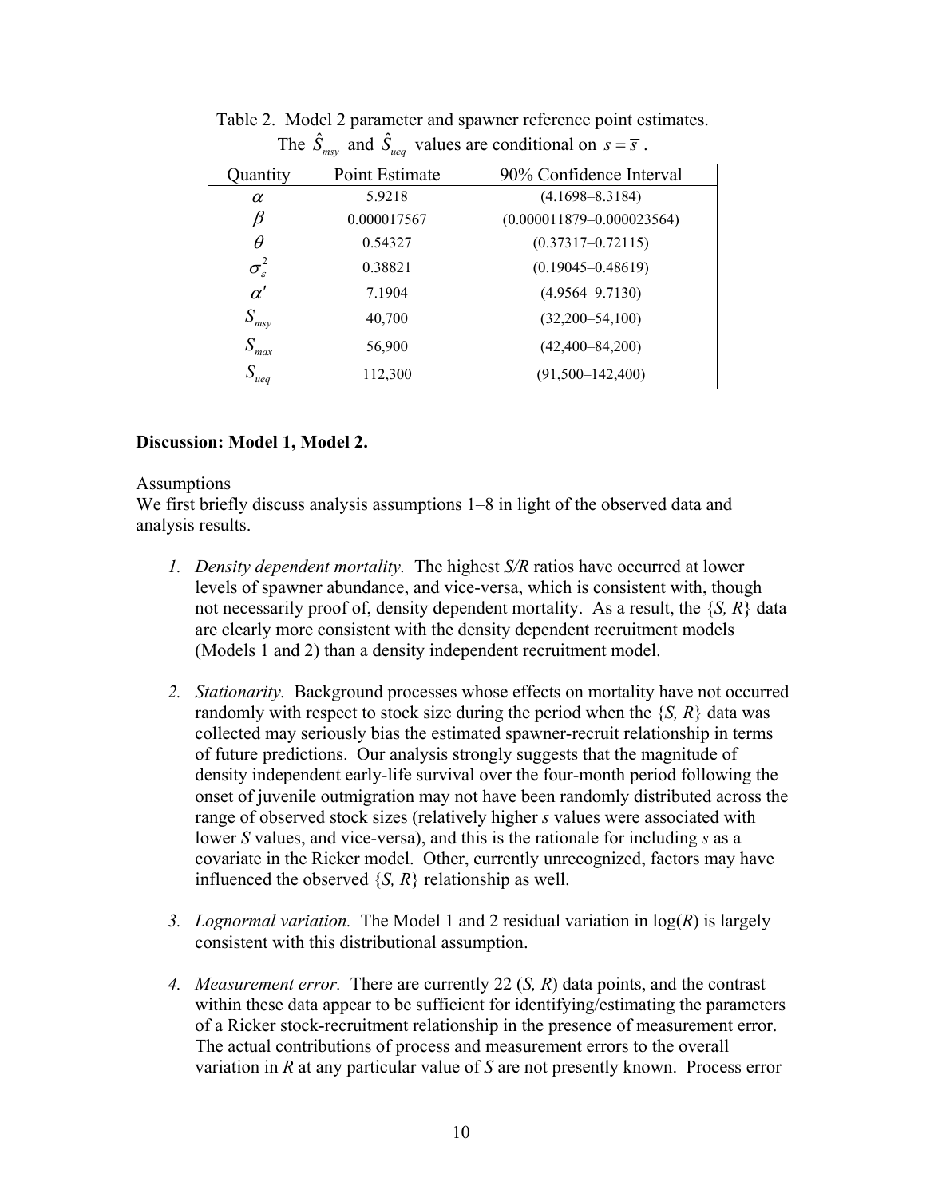Table 2. Model 2 parameter and spawner reference point estimates. The $\hat{S}_{msy}$ and $\hat{S}_{ueq}$ values are conditional on $s = \bar{s}$.

| Quantity | Point Estimate | 90% Confidence Interval |
|---|---|---|
| $\alpha$ | 5.9218 | (4.1698–8.3184) |
| $\beta$ | 0.000017567 | (0.000011879–0.000023564) |
| $\theta$ | 0.54327 | (0.37317–0.72115) |
| $\sigma_{\varepsilon}^{2}$ | 0.38821 | (0.19045–0.48619) |
| $\alpha'$ | 7.1904 | (4.9564–9.7130) |
| $S_{msy}$ | 40,700 | (32,200–54,100) |
| $S_{max}$ | 56,900 | (42,400–84,200) |
| $S_{ueq}$ | 112,300 | (91,500–142,400) |

**Discussion: Model 1, Model 2.**

Assumptions

We first briefly discuss analysis assumptions 1–8 in light of the observed data and analysis results.

1. *Density dependent mortality.* The highest *S/R* ratios have occurred at lower levels of spawner abundance, and vice-versa, which is consistent with, though not necessarily proof of, density dependent mortality. As a result, the {*S, R*} data are clearly more consistent with the density dependent recruitment models (Models 1 and 2) than a density independent recruitment model.

2. *Stationarity.* Background processes whose effects on mortality have not occurred randomly with respect to stock size during the period when the {*S, R*} data was collected may seriously bias the estimated spawner-recruit relationship in terms of future predictions. Our analysis strongly suggests that the magnitude of density independent early-life survival over the four-month period following the onset of juvenile outmigration may not have been randomly distributed across the range of observed stock sizes (relatively higher *s* values were associated with lower *S* values, and vice-versa), and this is the rationale for including *s* as a covariate in the Ricker model. Other, currently unrecognized, factors may have influenced the observed {*S, R*} relationship as well.

3. *Lognormal variation.* The Model 1 and 2 residual variation in log(*R*) is largely consistent with this distributional assumption.

4. *Measurement error.* There are currently 22 (*S, R*) data points, and the contrast within these data appear to be sufficient for identifying/estimating the parameters of a Ricker stock-recruitment relationship in the presence of measurement error. The actual contributions of process and measurement errors to the overall variation in *R* at any particular value of *S* are not presently known. Process error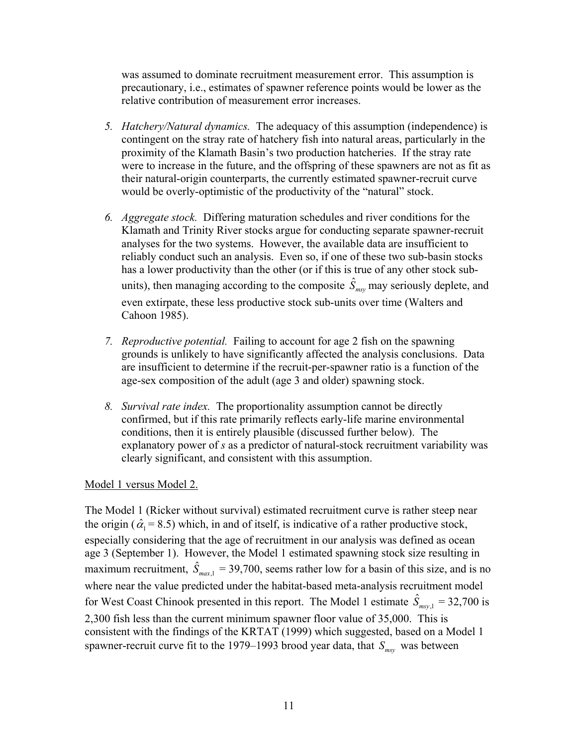was assumed to dominate recruitment measurement error. This assumption is precautionary, i.e., estimates of spawner reference points would be lower as the relative contribution of measurement error increases.

5. *Hatchery/Natural dynamics.* The adequacy of this assumption (independence) is contingent on the stray rate of hatchery fish into natural areas, particularly in the proximity of the Klamath Basin's two production hatcheries. If the stray rate were to increase in the future, and the offspring of these spawners are not as fit as their natural-origin counterparts, the currently estimated spawner-recruit curve would be overly-optimistic of the productivity of the "natural" stock.

6. *Aggregate stock.* Differing maturation schedules and river conditions for the Klamath and Trinity River stocks argue for conducting separate spawner-recruit analyses for the two systems. However, the available data are insufficient to reliably conduct such an analysis. Even so, if one of these two sub-basin stocks has a lower productivity than the other (or if this is true of any other stock sub-units), then managing according to the composite $\hat{S}_{msy}$ may seriously deplete, and even extirpate, these less productive stock sub-units over time (Walters and Cahoon 1985).

7. *Reproductive potential.* Failing to account for age 2 fish on the spawning grounds is unlikely to have significantly affected the analysis conclusions. Data are insufficient to determine if the recruit-per-spawner ratio is a function of the age-sex composition of the adult (age 3 and older) spawning stock.

8. *Survival rate index.* The proportionality assumption cannot be directly confirmed, but if this rate primarily reflects early-life marine environmental conditions, then it is entirely plausible (discussed further below). The explanatory power of *s* as a predictor of natural-stock recruitment variability was clearly significant, and consistent with this assumption.

<u>Model 1 versus Model 2.</u>

The Model 1 (Ricker without survival) estimated recruitment curve is rather steep near the origin ($\hat{\alpha}_1 = 8.5$) which, in and of itself, is indicative of a rather productive stock, especially considering that the age of recruitment in our analysis was defined as ocean age 3 (September 1). However, the Model 1 estimated spawning stock size resulting in maximum recruitment, $\hat{S}_{max,1}$ = 39,700, seems rather low for a basin of this size, and is no where near the value predicted under the habitat-based meta-analysis recruitment model for West Coast Chinook presented in this report. The Model 1 estimate $\hat{S}_{msy,1}$ = 32,700 is 2,300 fish less than the current minimum spawner floor value of 35,000. This is consistent with the findings of the KRTAT (1999) which suggested, based on a Model 1 spawner-recruit curve fit to the 1979–1993 brood year data, that $S_{msy}$ was between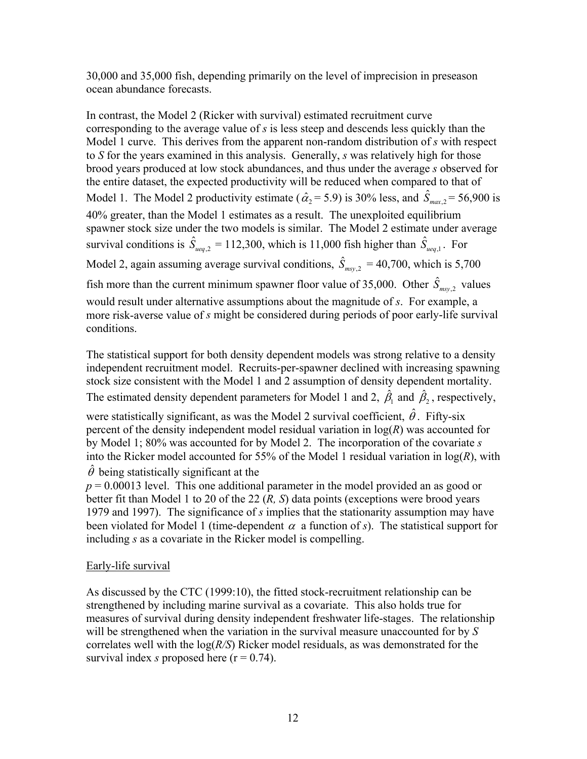30,000 and 35,000 fish, depending primarily on the level of imprecision in preseason ocean abundance forecasts.

In contrast, the Model 2 (Ricker with survival) estimated recruitment curve corresponding to the average value of *s* is less steep and descends less quickly than the Model 1 curve. This derives from the apparent non-random distribution of *s* with respect to *S* for the years examined in this analysis. Generally, *s* was relatively high for those brood years produced at low stock abundances, and thus under the average *s* observed for the entire dataset, the expected productivity will be reduced when compared to that of Model 1. The Model 2 productivity estimate ($\hat{\alpha}_2$ = 5.9) is 30% less, and $\hat{S}_{max,2}$ = 56,900 is 40% greater, than the Model 1 estimates as a result. The unexploited equilibrium spawner stock size under the two models is similar. The Model 2 estimate under average survival conditions is $\hat{S}_{ueq,2}$ = 112,300, which is 11,000 fish higher than $\hat{S}_{ueq,1}$. For Model 2, again assuming average survival conditions, $\hat{S}_{msy,2}$ = 40,700, which is 5,700 fish more than the current minimum spawner floor value of 35,000. Other $\hat{S}_{msy,2}$ values would result under alternative assumptions about the magnitude of *s*. For example, a more risk-averse value of *s* might be considered during periods of poor early-life survival conditions.

The statistical support for both density dependent models was strong relative to a density independent recruitment model. Recruits-per-spawner declined with increasing spawning stock size consistent with the Model 1 and 2 assumption of density dependent mortality. The estimated density dependent parameters for Model 1 and 2, $\hat{\beta}_1$ and $\hat{\beta}_2$, respectively, were statistically significant, as was the Model 2 survival coefficient, $\hat{\theta}$. Fifty-six percent of the density independent model residual variation in log(*R*) was accounted for by Model 1; 80% was accounted for by Model 2. The incorporation of the covariate *s* into the Ricker model accounted for 55% of the Model 1 residual variation in log(*R*), with $\hat{\theta}$ being statistically significant at the $p$ = 0.00013 level. This one additional parameter in the model provided an as good or better fit than Model 1 to 20 of the 22 (*R, S*) data points (exceptions were brood years 1979 and 1997). The significance of *s* implies that the stationarity assumption may have been violated for Model 1 (time-dependent $\alpha$ a function of *s*). The statistical support for including *s* as a covariate in the Ricker model is compelling.

Early-life survival

As discussed by the CTC (1999:10), the fitted stock-recruitment relationship can be strengthened by including marine survival as a covariate. This also holds true for measures of survival during density independent freshwater life-stages. The relationship will be strengthened when the variation in the survival measure unaccounted for by *S* correlates well with the log(*R/S*) Ricker model residuals, as was demonstrated for the survival index *s* proposed here (r = 0.74).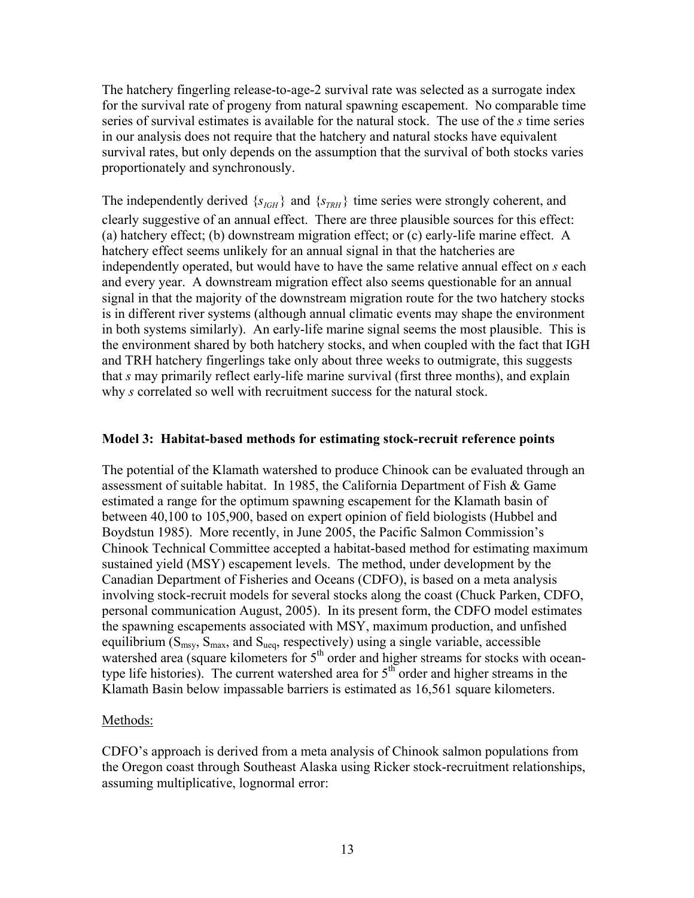The hatchery fingerling release-to-age-2 survival rate was selected as a surrogate index for the survival rate of progeny from natural spawning escapement. No comparable time series of survival estimates is available for the natural stock. The use of the *s* time series in our analysis does not require that the hatchery and natural stocks have equivalent survival rates, but only depends on the assumption that the survival of both stocks varies proportionately and synchronously.

The independently derived $\{s_{IGH}\}$ and $\{s_{TRH}\}$ time series were strongly coherent, and clearly suggestive of an annual effect. There are three plausible sources for this effect: (a) hatchery effect; (b) downstream migration effect; or (c) early-life marine effect. A hatchery effect seems unlikely for an annual signal in that the hatcheries are independently operated, but would have to have the same relative annual effect on *s* each and every year. A downstream migration effect also seems questionable for an annual signal in that the majority of the downstream migration route for the two hatchery stocks is in different river systems (although annual climatic events may shape the environment in both systems similarly). An early-life marine signal seems the most plausible. This is the environment shared by both hatchery stocks, and when coupled with the fact that IGH and TRH hatchery fingerlings take only about three weeks to outmigrate, this suggests that *s* may primarily reflect early-life marine survival (first three months), and explain why *s* correlated so well with recruitment success for the natural stock.

### Model 3: Habitat-based methods for estimating stock-recruit reference points

The potential of the Klamath watershed to produce Chinook can be evaluated through an assessment of suitable habitat. In 1985, the California Department of Fish & Game estimated a range for the optimum spawning escapement for the Klamath basin of between 40,100 to 105,900, based on expert opinion of field biologists (Hubbel and Boydstun 1985). More recently, in June 2005, the Pacific Salmon Commission's Chinook Technical Committee accepted a habitat-based method for estimating maximum sustained yield (MSY) escapement levels. The method, under development by the Canadian Department of Fisheries and Oceans (CDFO), is based on a meta analysis involving stock-recruit models for several stocks along the coast (Chuck Parken, CDFO, personal communication August, 2005). In its present form, the CDFO model estimates the spawning escapements associated with MSY, maximum production, and unfished equilibrium ($S_{msy}$, $S_{max}$, and $S_{ueq}$, respectively) using a single variable, accessible watershed area (square kilometers for 5$^{th}$ order and higher streams for stocks with ocean-type life histories). The current watershed area for 5$^{th}$ order and higher streams in the Klamath Basin below impassable barriers is estimated as 16,561 square kilometers.

Methods:

CDFO's approach is derived from a meta analysis of Chinook salmon populations from the Oregon coast through Southeast Alaska using Ricker stock-recruitment relationships, assuming multiplicative, lognormal error: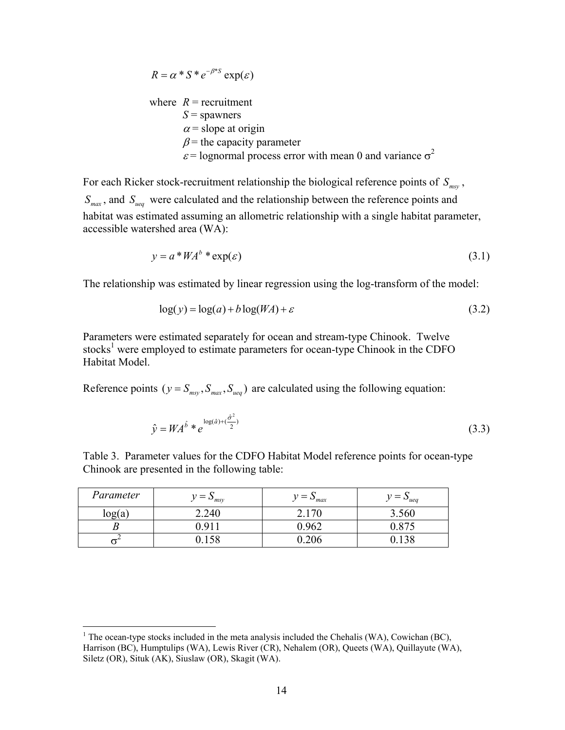$$R = \alpha * S * e^{-\beta * S} \exp(\varepsilon)$$

where $R$ = recruitment
$S$ = spawners
$\alpha$ = slope at origin
$\beta$ = the capacity parameter
$\varepsilon$ = lognormal process error with mean 0 and variance $\sigma^2$

For each Ricker stock-recruitment relationship the biological reference points of $S_{msy}$, $S_{max}$, and $S_{ueq}$ were calculated and the relationship between the reference points and habitat was estimated assuming an allometric relationship with a single habitat parameter, accessible watershed area (WA):

$$y = a * WA^{b} * \exp(\varepsilon) \tag{3.1}$$

The relationship was estimated by linear regression using the log-transform of the model:

$$\log(y) = \log(a) + b \log(WA) + \varepsilon \tag{3.2}$$

Parameters were estimated separately for ocean and stream-type Chinook. Twelve stocks[1] were employed to estimate parameters for ocean-type Chinook in the CDFO Habitat Model.

Reference points $(y = S_{msy}, S_{max}, S_{ueq})$ are calculated using the following equation:

$$\hat{y} = WA^{\hat{b}} * e^{\log(\hat{a}) + (\frac{\hat{\sigma}^2}{2})} \tag{3.3}$$

Table 3. Parameter values for the CDFO Habitat Model reference points for ocean-type Chinook are presented in the following table:

| *Parameter* | $y = S_{msy}$ | $y = S_{max}$ | $y = S_{ueq}$ |
|---|---|---|---|
| log(a) | 2.240 | 2.170 | 3.560 |
| *B* | 0.911 | 0.962 | 0.875 |
| $\sigma^2$ | 0.158 | 0.206 | 0.138 |

[1] The ocean-type stocks included in the meta analysis included the Chehalis (WA), Cowichan (BC), Harrison (BC), Humptulips (WA), Lewis River (CR), Nehalem (OR), Queets (WA), Quillayute (WA), Siletz (OR), Situk (AK), Siuslaw (OR), Skagit (WA).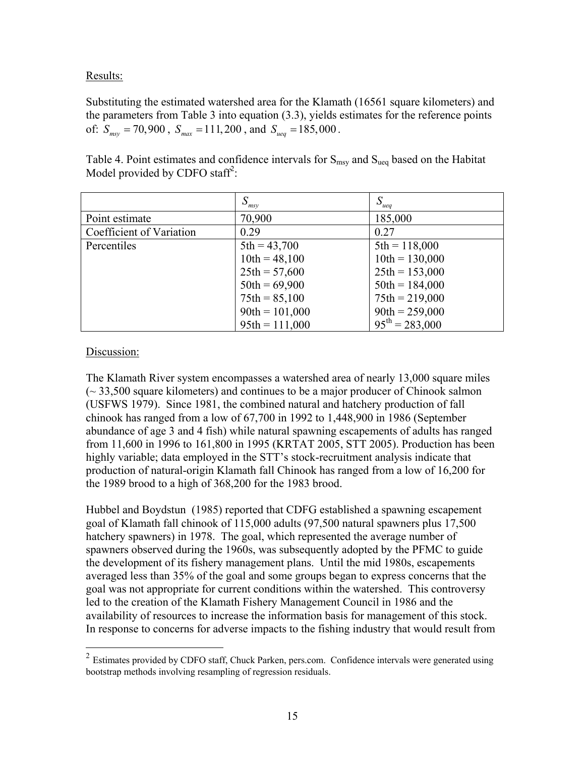Results:

Substituting the estimated watershed area for the Klamath (16561 square kilometers) and the parameters from Table 3 into equation (3.3), yields estimates for the reference points of: $S_{msy} = 70,900$ , $S_{max} = 111,200$ , and $S_{ueq} = 185,000$ .

Table 4. Point estimates and confidence intervals for $S_{msy}$ and $S_{ueq}$ based on the Habitat Model provided by CDFO staff[2]:

| | $S_{msy}$ | $S_{ueq}$ |
|---|---|---|
| Point estimate | 70,900 | 185,000 |
| Coefficient of Variation | 0.29 | 0.27 |
| Percentiles | 5th = 43,700<br>10th = 48,100<br>25th = 57,600<br>50th = 69,900<br>75th = 85,100<br>90th = 101,000<br>95th = 111,000 | 5th = 118,000<br>10th = 130,000<br>25th = 153,000<br>50th = 184,000<br>75th = 219,000<br>90th = 259,000<br>95th = 283,000 |

Discussion:

The Klamath River system encompasses a watershed area of nearly 13,000 square miles (~ 33,500 square kilometers) and continues to be a major producer of Chinook salmon (USFWS 1979). Since 1981, the combined natural and hatchery production of fall chinook has ranged from a low of 67,700 in 1992 to 1,448,900 in 1986 (September abundance of age 3 and 4 fish) while natural spawning escapements of adults has ranged from 11,600 in 1996 to 161,800 in 1995 (KRTAT 2005, STT 2005). Production has been highly variable; data employed in the STT's stock-recruitment analysis indicate that production of natural-origin Klamath fall Chinook has ranged from a low of 16,200 for the 1989 brood to a high of 368,200 for the 1983 brood.

Hubbel and Boydstun (1985) reported that CDFG established a spawning escapement goal of Klamath fall chinook of 115,000 adults (97,500 natural spawners plus 17,500 hatchery spawners) in 1978. The goal, which represented the average number of spawners observed during the 1960s, was subsequently adopted by the PFMC to guide the development of its fishery management plans. Until the mid 1980s, escapements averaged less than 35% of the goal and some groups began to express concerns that the goal was not appropriate for current conditions within the watershed. This controversy led to the creation of the Klamath Fishery Management Council in 1986 and the availability of resources to increase the information basis for management of this stock. In response to concerns for adverse impacts to the fishing industry that would result from

[2] Estimates provided by CDFO staff, Chuck Parken, pers.com. Confidence intervals were generated using bootstrap methods involving resampling of regression residuals.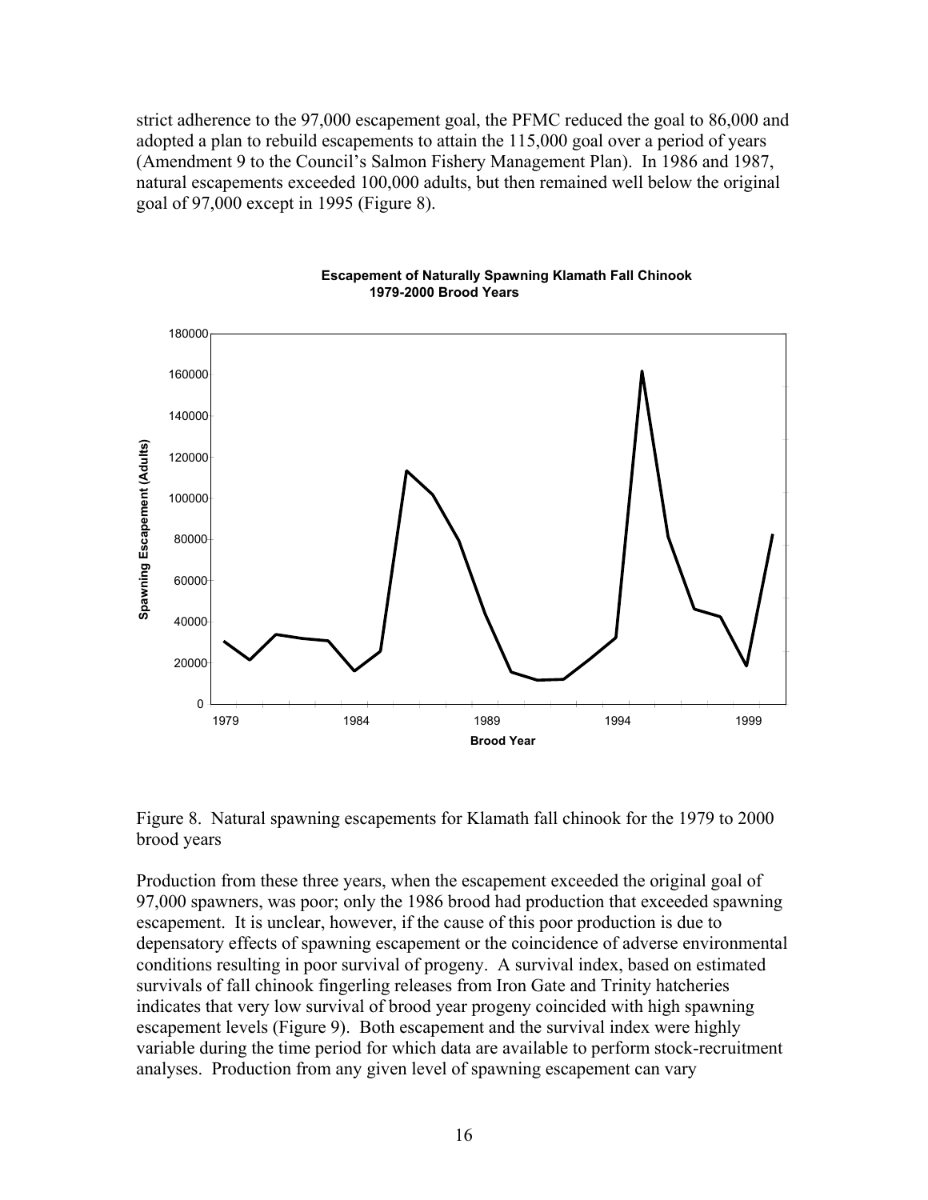strict adherence to the 97,000 escapement goal, the PFMC reduced the goal to 86,000 and adopted a plan to rebuild escapements to attain the 115,000 goal over a period of years (Amendment 9 to the Council's Salmon Fishery Management Plan). In 1986 and 1987, natural escapements exceeded 100,000 adults, but then remained well below the original goal of 97,000 except in 1995 (Figure 8).

Figure 8. Natural spawning escapements for Klamath fall chinook for the 1979 to 2000 brood years

Production from these three years, when the escapement exceeded the original goal of 97,000 spawners, was poor; only the 1986 brood had production that exceeded spawning escapement. It is unclear, however, if the cause of this poor production is due to depensatory effects of spawning escapement or the coincidence of adverse environmental conditions resulting in poor survival of progeny. A survival index, based on estimated survivals of fall chinook fingerling releases from Iron Gate and Trinity hatcheries indicates that very low survival of brood year progeny coincided with high spawning escapement levels (Figure 9). Both escapement and the survival index were highly variable during the time period for which data are available to perform stock-recruitment analyses. Production from any given level of spawning escapement can vary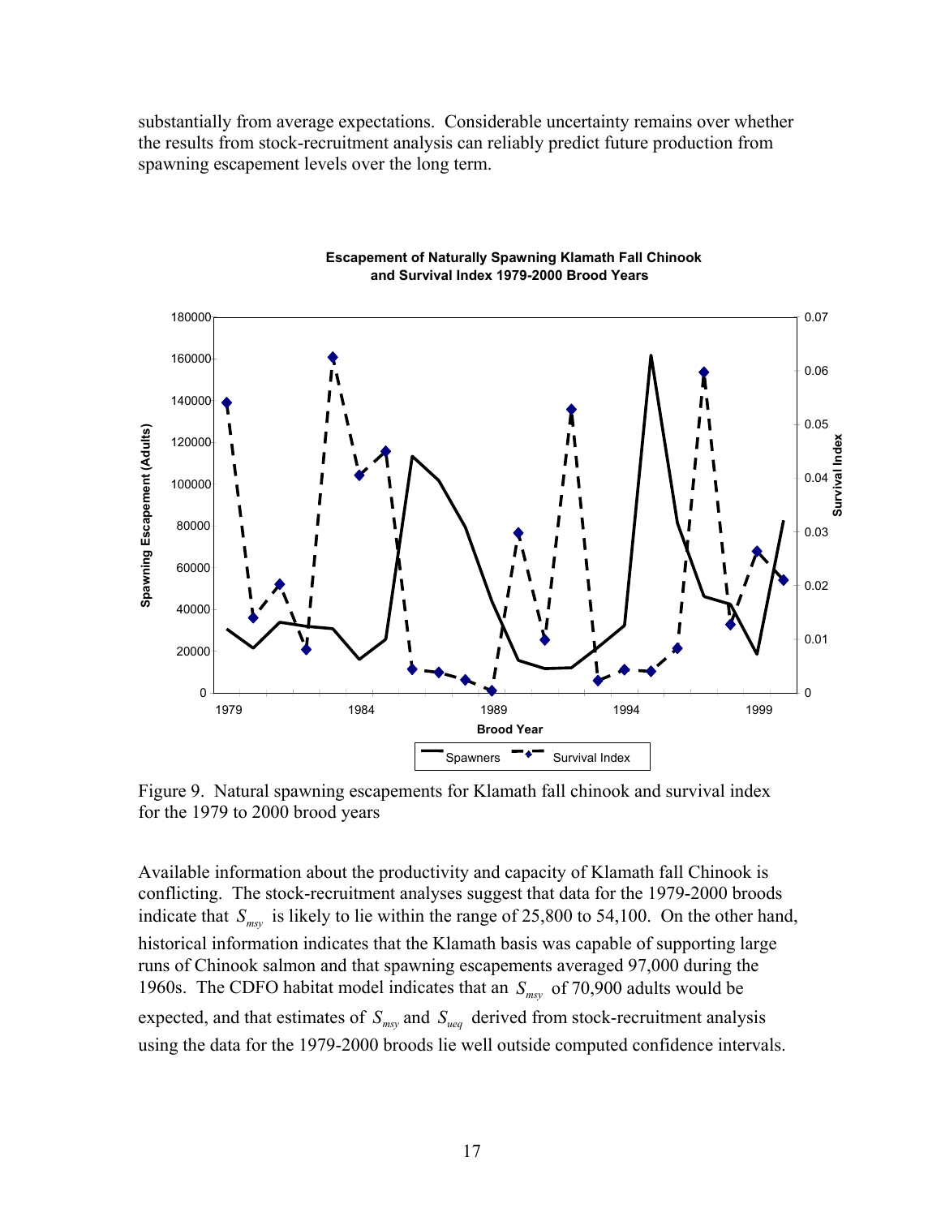substantially from average expectations. Considerable uncertainty remains over whether the results from stock-recruitment analysis can reliably predict future production from spawning escapement levels over the long term.

Figure 9. Natural spawning escapements for Klamath fall chinook and survival index for the 1979 to 2000 brood years

Available information about the productivity and capacity of Klamath fall Chinook is conflicting. The stock-recruitment analyses suggest that data for the 1979-2000 broods indicate that $S_{msy}$ is likely to lie within the range of 25,800 to 54,100. On the other hand, historical information indicates that the Klamath basis was capable of supporting large runs of Chinook salmon and that spawning escapements averaged 97,000 during the 1960s. The CDFO habitat model indicates that an $S_{msy}$ of 70,900 adults would be expected, and that estimates of $S_{msy}$ and $S_{ueq}$ derived from stock-recruitment analysis using the data for the 1979-2000 broods lie well outside computed confidence intervals.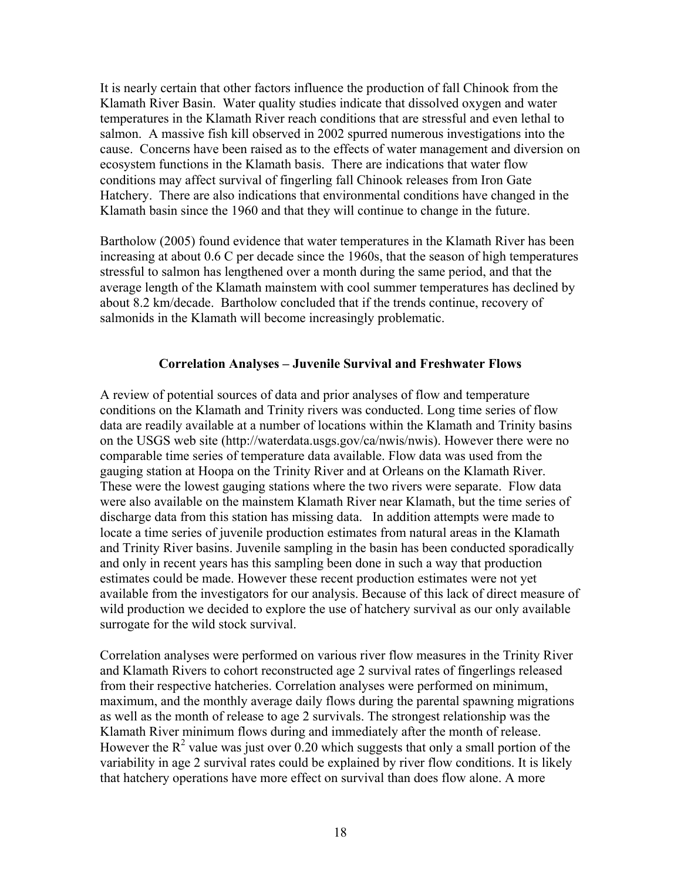It is nearly certain that other factors influence the production of fall Chinook from the Klamath River Basin. Water quality studies indicate that dissolved oxygen and water temperatures in the Klamath River reach conditions that are stressful and even lethal to salmon. A massive fish kill observed in 2002 spurred numerous investigations into the cause. Concerns have been raised as to the effects of water management and diversion on ecosystem functions in the Klamath basis. There are indications that water flow conditions may affect survival of fingerling fall Chinook releases from Iron Gate Hatchery. There are also indications that environmental conditions have changed in the Klamath basin since the 1960 and that they will continue to change in the future.

Bartholow (2005) found evidence that water temperatures in the Klamath River has been increasing at about 0.6 C per decade since the 1960s, that the season of high temperatures stressful to salmon has lengthened over a month during the same period, and that the average length of the Klamath mainstem with cool summer temperatures has declined by about 8.2 km/decade. Bartholow concluded that if the trends continue, recovery of salmonids in the Klamath will become increasingly problematic.

## Correlation Analyses – Juvenile Survival and Freshwater Flows

A review of potential sources of data and prior analyses of flow and temperature conditions on the Klamath and Trinity rivers was conducted. Long time series of flow data are readily available at a number of locations within the Klamath and Trinity basins on the USGS web site (http://waterdata.usgs.gov/ca/nwis/nwis). However there were no comparable time series of temperature data available. Flow data was used from the gauging station at Hoopa on the Trinity River and at Orleans on the Klamath River. These were the lowest gauging stations where the two rivers were separate. Flow data were also available on the mainstem Klamath River near Klamath, but the time series of discharge data from this station has missing data. In addition attempts were made to locate a time series of juvenile production estimates from natural areas in the Klamath and Trinity River basins. Juvenile sampling in the basin has been conducted sporadically and only in recent years has this sampling been done in such a way that production estimates could be made. However these recent production estimates were not yet available from the investigators for our analysis. Because of this lack of direct measure of wild production we decided to explore the use of hatchery survival as our only available surrogate for the wild stock survival.

Correlation analyses were performed on various river flow measures in the Trinity River and Klamath Rivers to cohort reconstructed age 2 survival rates of fingerlings released from their respective hatcheries. Correlation analyses were performed on minimum, maximum, and the monthly average daily flows during the parental spawning migrations as well as the month of release to age 2 survivals. The strongest relationship was the Klamath River minimum flows during and immediately after the month of release. However the $R^2$ value was just over 0.20 which suggests that only a small portion of the variability in age 2 survival rates could be explained by river flow conditions. It is likely that hatchery operations have more effect on survival than does flow alone. A more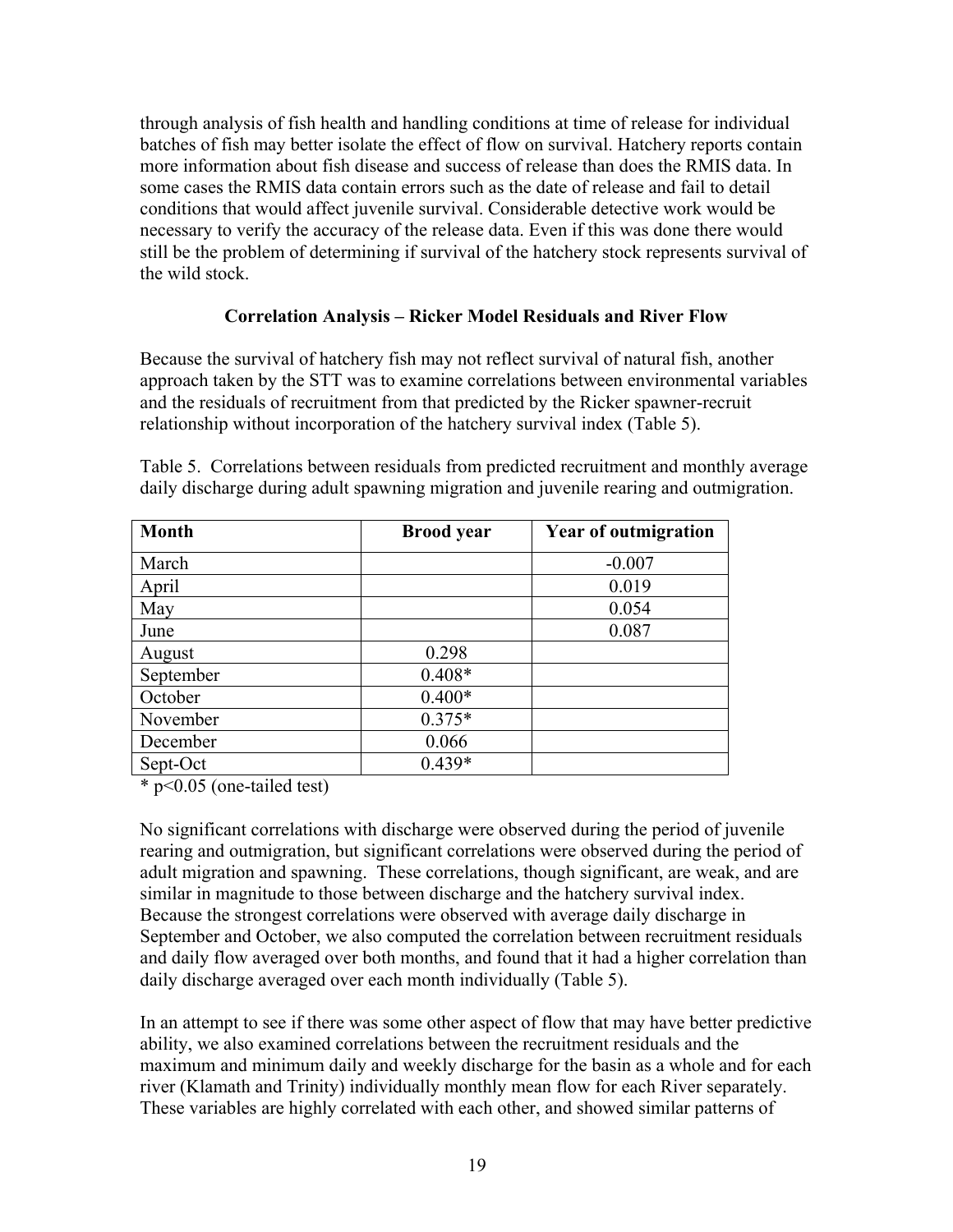through analysis of fish health and handling conditions at time of release for individual batches of fish may better isolate the effect of flow on survival. Hatchery reports contain more information about fish disease and success of release than does the RMIS data. In some cases the RMIS data contain errors such as the date of release and fail to detail conditions that would affect juvenile survival. Considerable detective work would be necessary to verify the accuracy of the release data. Even if this was done there would still be the problem of determining if survival of the hatchery stock represents survival of the wild stock.

### Correlation Analysis – Ricker Model Residuals and River Flow

Because the survival of hatchery fish may not reflect survival of natural fish, another approach taken by the STT was to examine correlations between environmental variables and the residuals of recruitment from that predicted by the Ricker spawner-recruit relationship without incorporation of the hatchery survival index (Table 5).

Table 5. Correlations between residuals from predicted recruitment and monthly average daily discharge during adult spawning migration and juvenile rearing and outmigration.

| Month | Brood year | Year of outmigration |
|---|---|---|
| March | | -0.007 |
| April | | 0.019 |
| May | | 0.054 |
| June | | 0.087 |
| August | 0.298 | |
| September | 0.408* | |
| October | 0.400* | |
| November | 0.375* | |
| December | 0.066 | |
| Sept-Oct | 0.439* | |

* $p<0.05$ (one-tailed test)

No significant correlations with discharge were observed during the period of juvenile rearing and outmigration, but significant correlations were observed during the period of adult migration and spawning. These correlations, though significant, are weak, and are similar in magnitude to those between discharge and the hatchery survival index. Because the strongest correlations were observed with average daily discharge in September and October, we also computed the correlation between recruitment residuals and daily flow averaged over both months, and found that it had a higher correlation than daily discharge averaged over each month individually (Table 5).

In an attempt to see if there was some other aspect of flow that may have better predictive ability, we also examined correlations between the recruitment residuals and the maximum and minimum daily and weekly discharge for the basin as a whole and for each river (Klamath and Trinity) individually monthly mean flow for each River separately. These variables are highly correlated with each other, and showed similar patterns of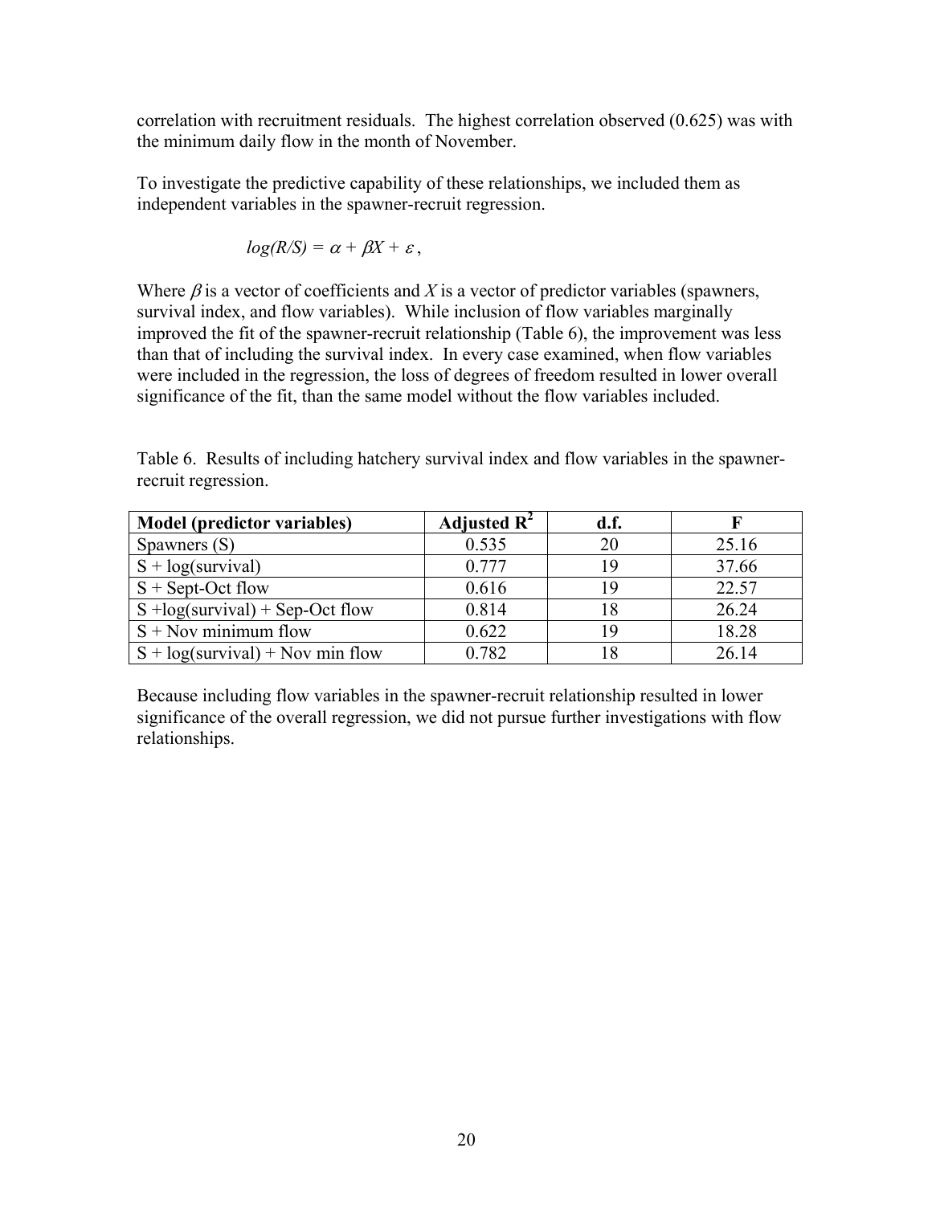correlation with recruitment residuals. The highest correlation observed (0.625) was with the minimum daily flow in the month of November.

To investigate the predictive capability of these relationships, we included them as independent variables in the spawner-recruit regression.

$$log(R/S) = \alpha + \beta X + \varepsilon,$$

Where $\beta$ is a vector of coefficients and $X$ is a vector of predictor variables (spawners, survival index, and flow variables). While inclusion of flow variables marginally improved the fit of the spawner-recruit relationship (Table 6), the improvement was less than that of including the survival index. In every case examined, when flow variables were included in the regression, the loss of degrees of freedom resulted in lower overall significance of the fit, than the same model without the flow variables included.

Table 6. Results of including hatchery survival index and flow variables in the spawner-recruit regression.

| **Model (predictor variables)** | **Adjusted $R^2$** | **d.f.** | **F** |
|---|---|---|---|
| Spawners (S) | 0.535 | 20 | 25.16 |
| S + log(survival) | 0.777 | 19 | 37.66 |
| S + Sept-Oct flow | 0.616 | 19 | 22.57 |
| S +log(survival) + Sep-Oct flow | 0.814 | 18 | 26.24 |
| S + Nov minimum flow | 0.622 | 19 | 18.28 |
| S + log(survival) + Nov min flow | 0.782 | 18 | 26.14 |

Because including flow variables in the spawner-recruit relationship resulted in lower significance of the overall regression, we did not pursue further investigations with flow relationships.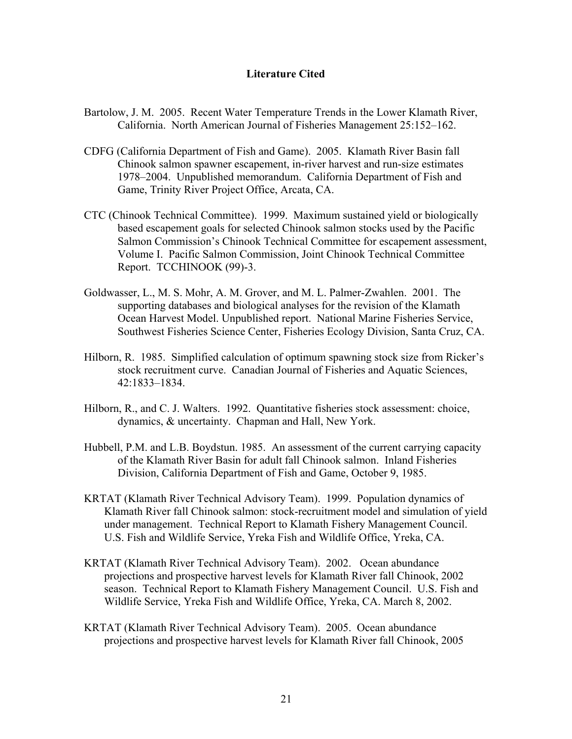## Literature Cited

Bartolow, J. M. 2005. Recent Water Temperature Trends in the Lower Klamath River, California. North American Journal of Fisheries Management 25:152–162.

CDFG (California Department of Fish and Game). 2005. Klamath River Basin fall Chinook salmon spawner escapement, in-river harvest and run-size estimates 1978–2004. Unpublished memorandum. California Department of Fish and Game, Trinity River Project Office, Arcata, CA.

CTC (Chinook Technical Committee). 1999. Maximum sustained yield or biologically based escapement goals for selected Chinook salmon stocks used by the Pacific Salmon Commission's Chinook Technical Committee for escapement assessment, Volume I. Pacific Salmon Commission, Joint Chinook Technical Committee Report. TCCHINOOK (99)-3.

Goldwasser, L., M. S. Mohr, A. M. Grover, and M. L. Palmer-Zwahlen. 2001. The supporting databases and biological analyses for the revision of the Klamath Ocean Harvest Model. Unpublished report. National Marine Fisheries Service, Southwest Fisheries Science Center, Fisheries Ecology Division, Santa Cruz, CA.

Hilborn, R. 1985. Simplified calculation of optimum spawning stock size from Ricker's stock recruitment curve. Canadian Journal of Fisheries and Aquatic Sciences, 42:1833–1834.

Hilborn, R., and C. J. Walters. 1992. Quantitative fisheries stock assessment: choice, dynamics, & uncertainty. Chapman and Hall, New York.

Hubbell, P.M. and L.B. Boydstun. 1985. An assessment of the current carrying capacity of the Klamath River Basin for adult fall Chinook salmon. Inland Fisheries Division, California Department of Fish and Game, October 9, 1985.

KRTAT (Klamath River Technical Advisory Team). 1999. Population dynamics of Klamath River fall Chinook salmon: stock-recruitment model and simulation of yield under management. Technical Report to Klamath Fishery Management Council. U.S. Fish and Wildlife Service, Yreka Fish and Wildlife Office, Yreka, CA.

KRTAT (Klamath River Technical Advisory Team). 2002. Ocean abundance projections and prospective harvest levels for Klamath River fall Chinook, 2002 season. Technical Report to Klamath Fishery Management Council. U.S. Fish and Wildlife Service, Yreka Fish and Wildlife Office, Yreka, CA. March 8, 2002.

KRTAT (Klamath River Technical Advisory Team). 2005. Ocean abundance projections and prospective harvest levels for Klamath River fall Chinook, 2005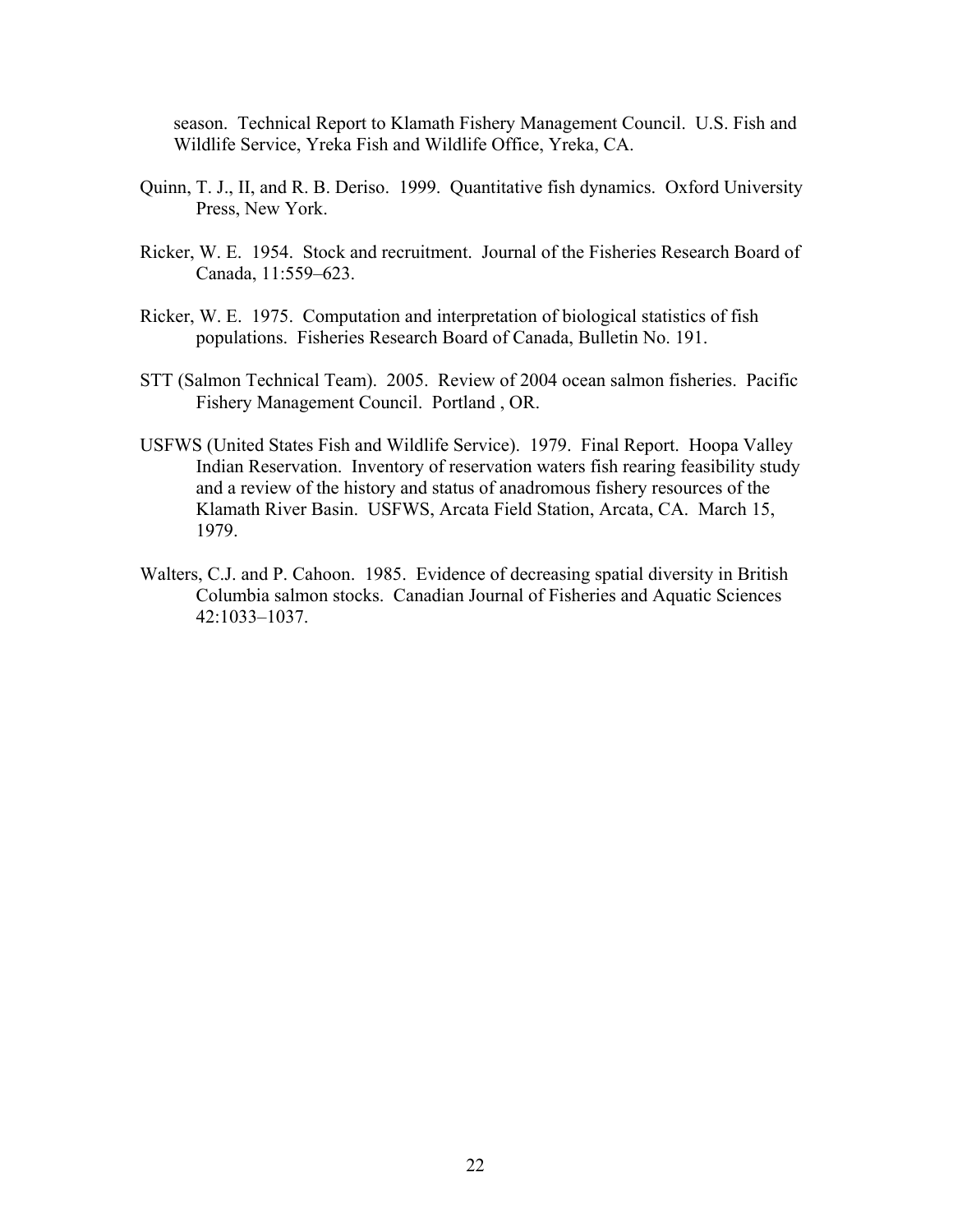season. Technical Report to Klamath Fishery Management Council. U.S. Fish and Wildlife Service, Yreka Fish and Wildlife Office, Yreka, CA.

Quinn, T. J., II, and R. B. Deriso. 1999. Quantitative fish dynamics. Oxford University Press, New York.

Ricker, W. E. 1954. Stock and recruitment. Journal of the Fisheries Research Board of Canada, 11:559–623.

Ricker, W. E. 1975. Computation and interpretation of biological statistics of fish populations. Fisheries Research Board of Canada, Bulletin No. 191.

STT (Salmon Technical Team). 2005. Review of 2004 ocean salmon fisheries. Pacific Fishery Management Council. Portland , OR.

USFWS (United States Fish and Wildlife Service). 1979. Final Report. Hoopa Valley Indian Reservation. Inventory of reservation waters fish rearing feasibility study and a review of the history and status of anadromous fishery resources of the Klamath River Basin. USFWS, Arcata Field Station, Arcata, CA. March 15, 1979.

Walters, C.J. and P. Cahoon. 1985. Evidence of decreasing spatial diversity in British Columbia salmon stocks. Canadian Journal of Fisheries and Aquatic Sciences 42:1033–1037.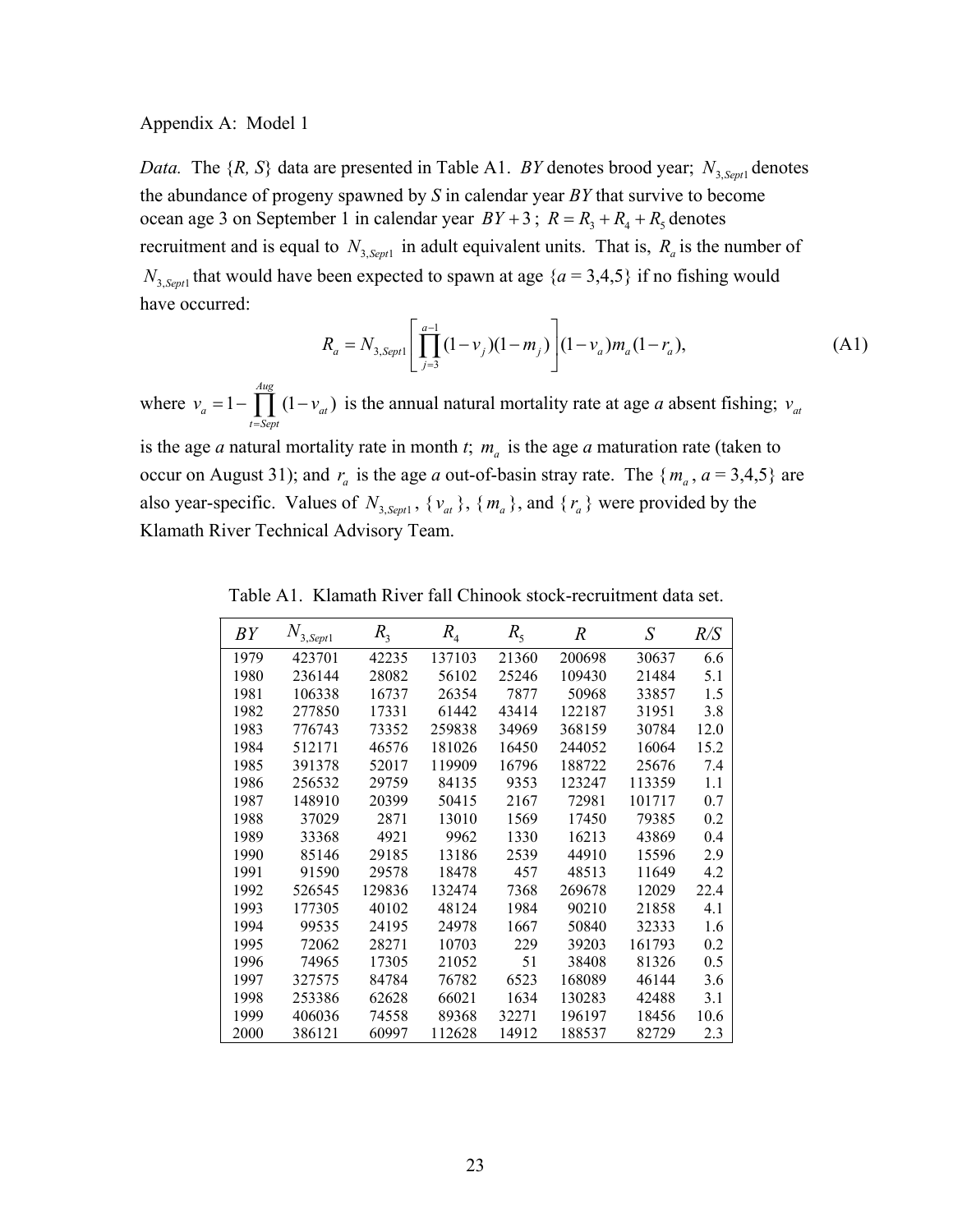Appendix A: Model 1

*Data.* The $\{R, S\}$ data are presented in Table A1. *BY* denotes brood year; $N_{3,Sept1}$ denotes the abundance of progeny spawned by *S* in calendar year *BY* that survive to become ocean age 3 on September 1 in calendar year $BY+3$; $R = R_3 + R_4 + R_5$ denotes recruitment and is equal to $N_{3,Sept1}$ in adult equivalent units. That is, $R_a$ is the number of $N_{3,Sept1}$ that would have been expected to spawn at age $\{a = 3,4,5\}$ if no fishing would have occurred:

$$R_a = N_{3,Sept1}\left[\prod_{j=3}^{a-1}(1-v_j)(1-m_j)\right](1-v_a)m_a(1-r_a), \tag{A1}$$

where $v_a = 1 - \prod_{t=Sept}^{Aug}(1-v_{at})$ is the annual natural mortality rate at age *a* absent fishing; $v_{at}$ is the age *a* natural mortality rate in month *t*; $m_a$ is the age *a* maturation rate (taken to occur on August 31); and $r_a$ is the age *a* out-of-basin stray rate. The $\{m_a, a = 3,4,5\}$ are also year-specific. Values of $N_{3,Sept1}$, $\{v_{at}\}$, $\{m_a\}$, and $\{r_a\}$ were provided by the Klamath River Technical Advisory Team.

Table A1. Klamath River fall Chinook stock-recruitment data set.

| *BY* | $N_{3,Sept1}$ | $R_3$ | $R_4$ | $R_5$ | *R* | *S* | *R/S* |
|---|---|---|---|---|---|---|---|
| 1979 | 423701 | 42235 | 137103 | 21360 | 200698 | 30637 | 6.6 |
| 1980 | 236144 | 28082 | 56102 | 25246 | 109430 | 21484 | 5.1 |
| 1981 | 106338 | 16737 | 26354 | 7877 | 50968 | 33857 | 1.5 |
| 1982 | 277850 | 17331 | 61442 | 43414 | 122187 | 31951 | 3.8 |
| 1983 | 776743 | 73352 | 259838 | 34969 | 368159 | 30784 | 12.0 |
| 1984 | 512171 | 46576 | 181026 | 16450 | 244052 | 16064 | 15.2 |
| 1985 | 391378 | 52017 | 119909 | 16796 | 188722 | 25676 | 7.4 |
| 1986 | 256532 | 29759 | 84135 | 9353 | 123247 | 113359 | 1.1 |
| 1987 | 148910 | 20399 | 50415 | 2167 | 72981 | 101717 | 0.7 |
| 1988 | 37029 | 2871 | 13010 | 1569 | 17450 | 79385 | 0.2 |
| 1989 | 33368 | 4921 | 9962 | 1330 | 16213 | 43869 | 0.4 |
| 1990 | 85146 | 29185 | 13186 | 2539 | 44910 | 15596 | 2.9 |
| 1991 | 91590 | 29578 | 18478 | 457 | 48513 | 11649 | 4.2 |
| 1992 | 526545 | 129836 | 132474 | 7368 | 269678 | 12029 | 22.4 |
| 1993 | 177305 | 40102 | 48124 | 1984 | 90210 | 21858 | 4.1 |
| 1994 | 99535 | 24195 | 24978 | 1667 | 50840 | 32333 | 1.6 |
| 1995 | 72062 | 28271 | 10703 | 229 | 39203 | 161793 | 0.2 |
| 1996 | 74965 | 17305 | 21052 | 51 | 38408 | 81326 | 0.5 |
| 1997 | 327575 | 84784 | 76782 | 6523 | 168089 | 46144 | 3.6 |
| 1998 | 253386 | 62628 | 66021 | 1634 | 130283 | 42488 | 3.1 |
| 1999 | 406036 | 74558 | 89368 | 32271 | 196197 | 18456 | 10.6 |
| 2000 | 386121 | 60997 | 112628 | 14912 | 188537 | 82729 | 2.3 |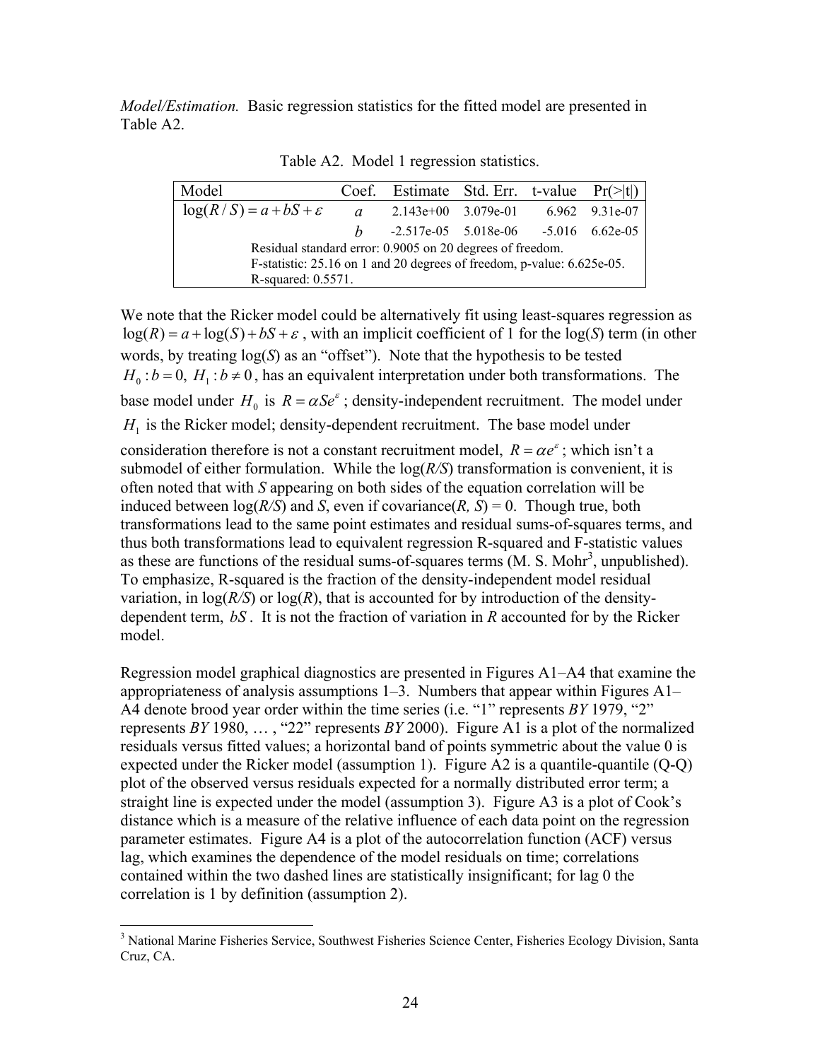*Model/Estimation.* Basic regression statistics for the fitted model are presented in Table A2.

Table A2. Model 1 regression statistics.

| Model | Coef. | Estimate | Std. Err. | t-value | Pr(>\|t\|) |
|---|---|---|---|---|---|
| $\log(R/S) = a + bS + \varepsilon$ | $a$ | 2.143e+00 | 3.079e-01 | 6.962 | 9.31e-07 |
| | $b$ | -2.517e-05 | 5.018e-06 | -5.016 | 6.62e-05 |
| Residual standard error: 0.9005 on 20 degrees of freedom. | | | | | |
| F-statistic: 25.16 on 1 and 20 degrees of freedom, p-value: 6.625e-05. | | | | | |
| R-squared: 0.5571. | | | | | |

We note that the Ricker model could be alternatively fit using least-squares regression as $\log(R) = a + \log(S) + bS + \varepsilon$, with an implicit coefficient of 1 for the log(*S*) term (in other words, by treating log(*S*) as an "offset"). Note that the hypothesis to be tested $H_0: b = 0,\ H_1: b \neq 0$, has an equivalent interpretation under both transformations. The base model under $H_0$ is $R = \alpha S e^{\varepsilon}$; density-independent recruitment. The model under $H_1$ is the Ricker model; density-dependent recruitment. The base model under consideration therefore is not a constant recruitment model, $R = \alpha e^{\varepsilon}$; which isn't a submodel of either formulation. While the log(*R/S*) transformation is convenient, it is often noted that with *S* appearing on both sides of the equation correlation will be induced between log(*R/S*) and *S*, even if covariance(*R, S*) = 0. Though true, both transformations lead to the same point estimates and residual sums-of-squares terms, and thus both transformations lead to equivalent regression R-squared and F-statistic values as these are functions of the residual sums-of-squares terms (M. S. Mohr[3], unpublished). To emphasize, R-squared is the fraction of the density-independent model residual variation, in log(*R/S*) or log(*R*), that is accounted for by introduction of the density-dependent term, $bS$. It is not the fraction of variation in *R* accounted for by the Ricker model.

Regression model graphical diagnostics are presented in Figures A1–A4 that examine the appropriateness of analysis assumptions 1–3. Numbers that appear within Figures A1–A4 denote brood year order within the time series (i.e. "1" represents *BY* 1979, "2" represents *BY* 1980, … , "22" represents *BY* 2000). Figure A1 is a plot of the normalized residuals versus fitted values; a horizontal band of points symmetric about the value 0 is expected under the Ricker model (assumption 1). Figure A2 is a quantile-quantile (Q-Q) plot of the observed versus residuals expected for a normally distributed error term; a straight line is expected under the model (assumption 3). Figure A3 is a plot of Cook's distance which is a measure of the relative influence of each data point on the regression parameter estimates. Figure A4 is a plot of the autocorrelation function (ACF) versus lag, which examines the dependence of the model residuals on time; correlations contained within the two dashed lines are statistically insignificant; for lag 0 the correlation is 1 by definition (assumption 2).

[3] National Marine Fisheries Service, Southwest Fisheries Science Center, Fisheries Ecology Division, Santa Cruz, CA.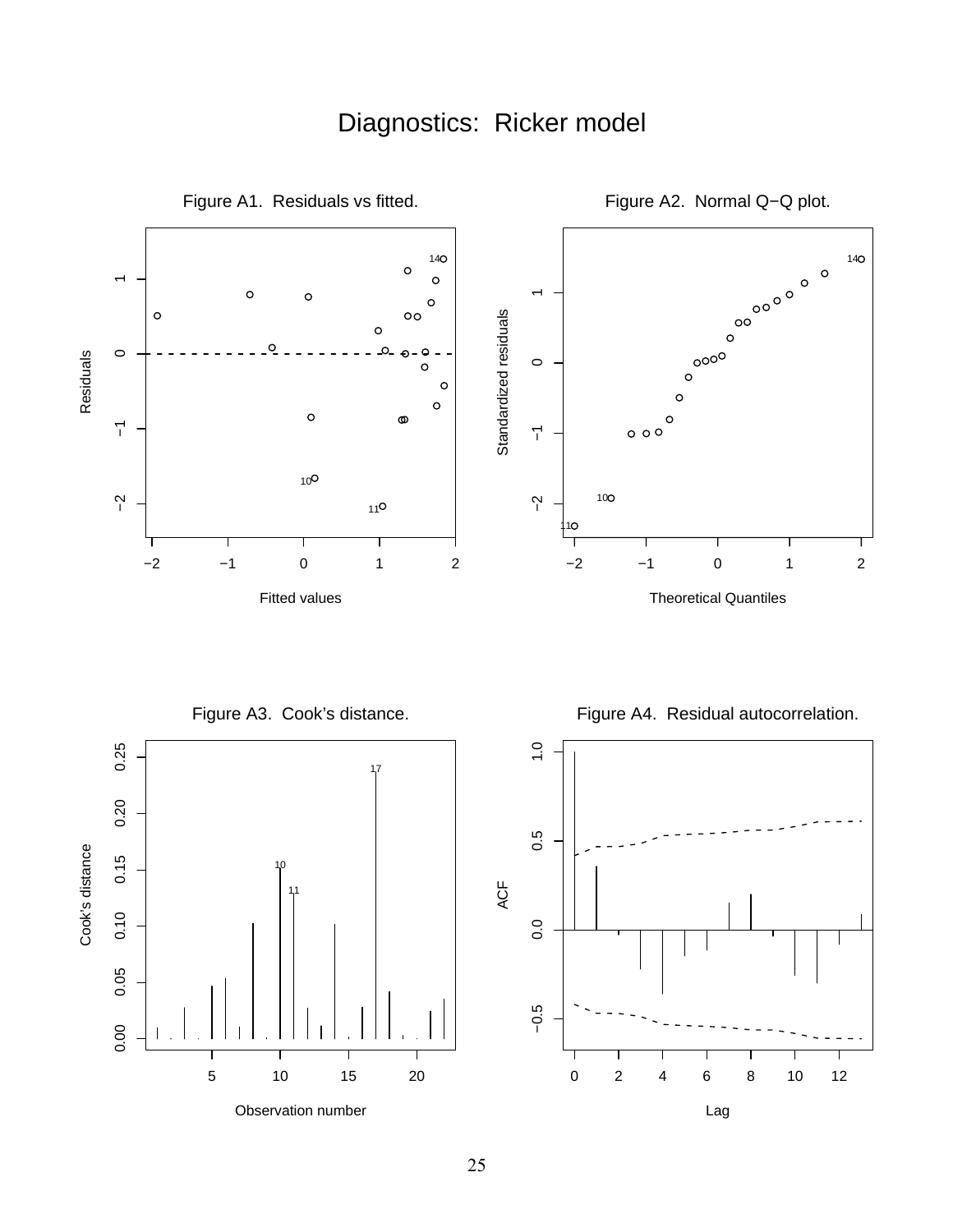# Diagnostics: Ricker model

Figure A1. Residuals vs fitted.

Figure A2. Normal Q−Q plot.

Figure A3. Cook's distance.

Figure A4. Residual autocorrelation.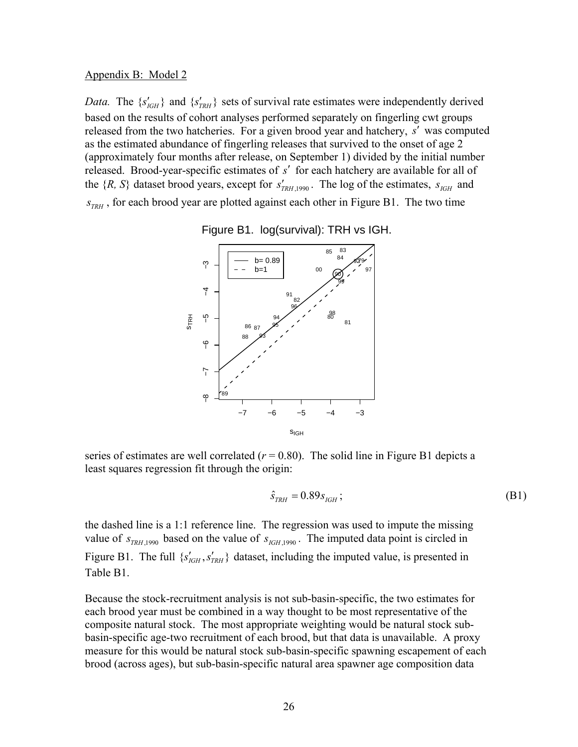Appendix B: Model 2

*Data.* The $\{s'_{IGH}\}$ and $\{s'_{TRH}\}$ sets of survival rate estimates were independently derived based on the results of cohort analyses performed separately on fingerling cwt groups released from the two hatcheries. For a given brood year and hatchery, $s'$ was computed as the estimated abundance of fingerling releases that survived to the onset of age 2 (approximately four months after release, on September 1) divided by the initial number released. Brood-year-specific estimates of $s'$ for each hatchery are available for all of the $\{R, S\}$ dataset brood years, except for $s'_{TRH,1990}$. The log of the estimates, $s_{IGH}$ and $s_{TRH}$, for each brood year are plotted against each other in Figure B1. The two time series of estimates are well correlated ($r = 0.80$). The solid line in Figure B1 depicts a least squares regression fit through the origin:

Figure B1. log(survival): TRH vs IGH.

$$\hat{s}_{TRH} = 0.89 s_{IGH}; \tag{B1}$$

the dashed line is a 1:1 reference line. The regression was used to impute the missing value of $s_{TRH,1990}$ based on the value of $s_{IGH,1990}$. The imputed data point is circled in Figure B1. The full $\{s'_{IGH}, s'_{TRH}\}$ dataset, including the imputed value, is presented in Table B1.

Because the stock-recruitment analysis is not sub-basin-specific, the two estimates for each brood year must be combined in a way thought to be most representative of the composite natural stock. The most appropriate weighting would be natural stock sub-basin-specific age-two recruitment of each brood, but that data is unavailable. A proxy measure for this would be natural stock sub-basin-specific spawning escapement of each brood (across ages), but sub-basin-specific natural area spawner age composition data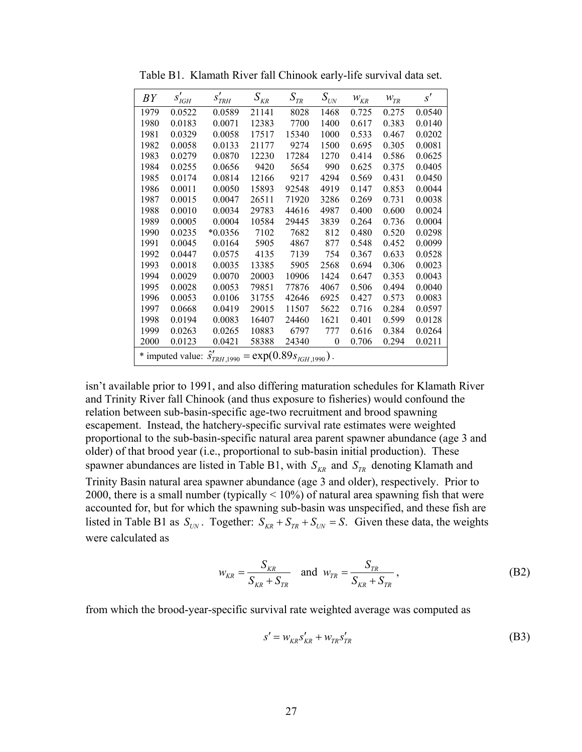Table B1. Klamath River fall Chinook early-life survival data set.

| $BY$ | $s'_{IGH}$ | $s'_{TRH}$ | $S_{KR}$ | $S_{TR}$ | $S_{UN}$ | $w_{KR}$ | $w_{TR}$ | $s'$ |
|---|---|---|---|---|---|---|---|---|
| 1979 | 0.0522 | 0.0589 | 21141 | 8028 | 1468 | 0.725 | 0.275 | 0.0540 |
| 1980 | 0.0183 | 0.0071 | 12383 | 7700 | 1400 | 0.617 | 0.383 | 0.0140 |
| 1981 | 0.0329 | 0.0058 | 17517 | 15340 | 1000 | 0.533 | 0.467 | 0.0202 |
| 1982 | 0.0058 | 0.0133 | 21177 | 9274 | 1500 | 0.695 | 0.305 | 0.0081 |
| 1983 | 0.0279 | 0.0870 | 12230 | 17284 | 1270 | 0.414 | 0.586 | 0.0625 |
| 1984 | 0.0255 | 0.0656 | 9420 | 5654 | 990 | 0.625 | 0.375 | 0.0405 |
| 1985 | 0.0174 | 0.0814 | 12166 | 9217 | 4294 | 0.569 | 0.431 | 0.0450 |
| 1986 | 0.0011 | 0.0050 | 15893 | 92548 | 4919 | 0.147 | 0.853 | 0.0044 |
| 1987 | 0.0015 | 0.0047 | 26511 | 71920 | 3286 | 0.269 | 0.731 | 0.0038 |
| 1988 | 0.0010 | 0.0034 | 29783 | 44616 | 4987 | 0.400 | 0.600 | 0.0024 |
| 1989 | 0.0005 | 0.0004 | 10584 | 29445 | 3839 | 0.264 | 0.736 | 0.0004 |
| 1990 | 0.0235 | *0.0356 | 7102 | 7682 | 812 | 0.480 | 0.520 | 0.0298 |
| 1991 | 0.0045 | 0.0164 | 5905 | 4867 | 877 | 0.548 | 0.452 | 0.0099 |
| 1992 | 0.0447 | 0.0575 | 4135 | 7139 | 754 | 0.367 | 0.633 | 0.0528 |
| 1993 | 0.0018 | 0.0035 | 13385 | 5905 | 2568 | 0.694 | 0.306 | 0.0023 |
| 1994 | 0.0029 | 0.0070 | 20003 | 10906 | 1424 | 0.647 | 0.353 | 0.0043 |
| 1995 | 0.0028 | 0.0053 | 79851 | 77876 | 4067 | 0.506 | 0.494 | 0.0040 |
| 1996 | 0.0053 | 0.0106 | 31755 | 42646 | 6925 | 0.427 | 0.573 | 0.0083 |
| 1997 | 0.0668 | 0.0419 | 29015 | 11507 | 5622 | 0.716 | 0.284 | 0.0597 |
| 1998 | 0.0194 | 0.0083 | 16407 | 24460 | 1621 | 0.401 | 0.599 | 0.0128 |
| 1999 | 0.0263 | 0.0265 | 10883 | 6797 | 777 | 0.616 | 0.384 | 0.0264 |
| 2000 | 0.0123 | 0.0421 | 58388 | 24340 | 0 | 0.706 | 0.294 | 0.0211 |

* imputed value: $\hat{s}'_{TRH,1990} = \exp(0.89 s_{IGH,1990})$.

isn't available prior to 1991, and also differing maturation schedules for Klamath River and Trinity River fall Chinook (and thus exposure to fisheries) would confound the relation between sub-basin-specific age-two recruitment and brood spawning escapement. Instead, the hatchery-specific survival rate estimates were weighted proportional to the sub-basin-specific natural area parent spawner abundance (age 3 and older) of that brood year (i.e., proportional to sub-basin initial production). These spawner abundances are listed in Table B1, with $S_{KR}$ and $S_{TR}$ denoting Klamath and Trinity Basin natural area spawner abundance (age 3 and older), respectively. Prior to 2000, there is a small number (typically < 10%) of natural area spawning fish that were accounted for, but for which the spawning sub-basin was unspecified, and these fish are listed in Table B1 as $S_{UN}$. Together: $S_{KR} + S_{TR} + S_{UN} = S$. Given these data, the weights were calculated as

$$w_{KR} = \frac{S_{KR}}{S_{KR} + S_{TR}} \quad \text{and} \quad w_{TR} = \frac{S_{TR}}{S_{KR} + S_{TR}}, \tag{B2}$$

from which the brood-year-specific survival rate weighted average was computed as

$$s' = w_{KR} s'_{KR} + w_{TR} s'_{TR} \tag{B3}$$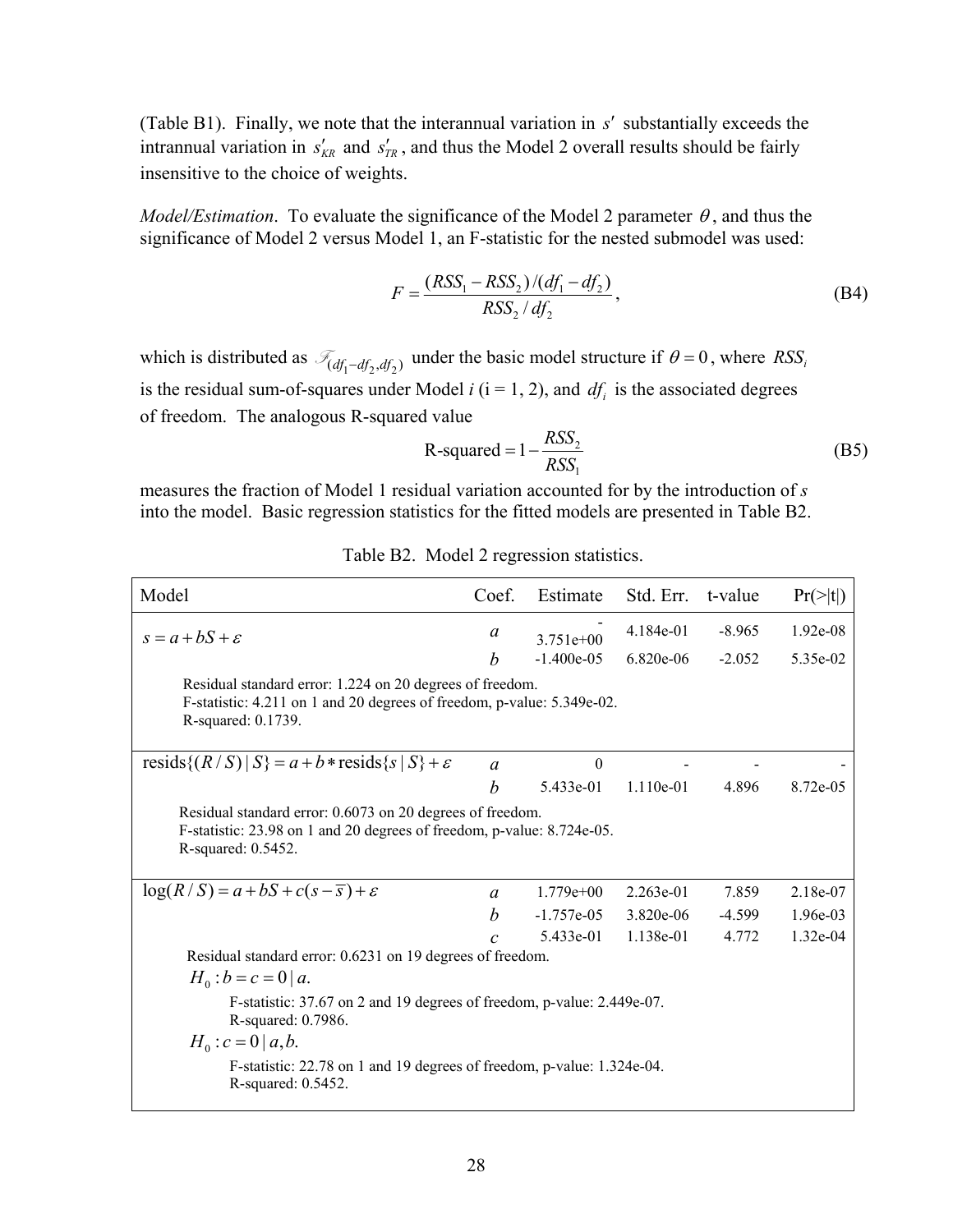(Table B1). Finally, we note that the interannual variation in $s'$ substantially exceeds the intrannual variation in $s'_{KR}$ and $s'_{TR}$, and thus the Model 2 overall results should be fairly insensitive to the choice of weights.

*Model/Estimation*. To evaluate the significance of the Model 2 parameter $\theta$, and thus the significance of Model 2 versus Model 1, an F-statistic for the nested submodel was used:

$$F = \frac{(RSS_1 - RSS_2)/(df_1 - df_2)}{RSS_2 / df_2}, \tag{B4}$$

which is distributed as $\mathscr{F}_{(df_1 - df_2, df_2)}$ under the basic model structure if $\theta = 0$, where $RSS_i$ is the residual sum-of-squares under Model *i* (i = 1, 2), and $df_i$ is the associated degrees of freedom. The analogous R-squared value

$$\text{R-squared} = 1 - \frac{RSS_2}{RSS_1} \tag{B5}$$

measures the fraction of Model 1 residual variation accounted for by the introduction of *s* into the model. Basic regression statistics for the fitted models are presented in Table B2.

Table B2. Model 2 regression statistics.

| Model | Coef. | Estimate | Std. Err. | t-value | Pr(>\|t\|) |
|---|---|---|---|---|---|
| $s = a + bS + \varepsilon$ | $a$ | -3.751e+00 | 4.184e-01 | -8.965 | 1.92e-08 |
| | $b$ | -1.400e-05 | 6.820e-06 | -2.052 | 5.35e-02 |
| Residual standard error: 1.224 on 20 degrees of freedom.<br>F-statistic: 4.211 on 1 and 20 degrees of freedom, p-value: 5.349e-02.<br>R-squared: 0.1739. | | | | | |
| $\text{resids}\{(R/S) \mid S\} = a + b * \text{resids}\{s \mid S\} + \varepsilon$ | $a$ | 0 | - | - | - |
| | $b$ | 5.433e-01 | 1.110e-01 | 4.896 | 8.72e-05 |
| Residual standard error: 0.6073 on 20 degrees of freedom.<br>F-statistic: 23.98 on 1 and 20 degrees of freedom, p-value: 8.724e-05.<br>R-squared: 0.5452. | | | | | |
| $\log(R/S) = a + bS + c(s - \bar{s}) + \varepsilon$ | $a$ | 1.779e+00 | 2.263e-01 | 7.859 | 2.18e-07 |
| | $b$ | -1.757e-05 | 3.820e-06 | -4.599 | 1.96e-03 |
| | $c$ | 5.433e-01 | 1.138e-01 | 4.772 | 1.32e-04 |
| Residual standard error: 0.6231 on 19 degrees of freedom.<br>$H_0: b = c = 0 \mid a.$<br>F-statistic: 37.67 on 2 and 19 degrees of freedom, p-value: 2.449e-07.<br>R-squared: 0.7986.<br>$H_0: c = 0 \mid a, b.$<br>F-statistic: 22.78 on 1 and 19 degrees of freedom, p-value: 1.324e-04.<br>R-squared: 0.5452. | | | | | |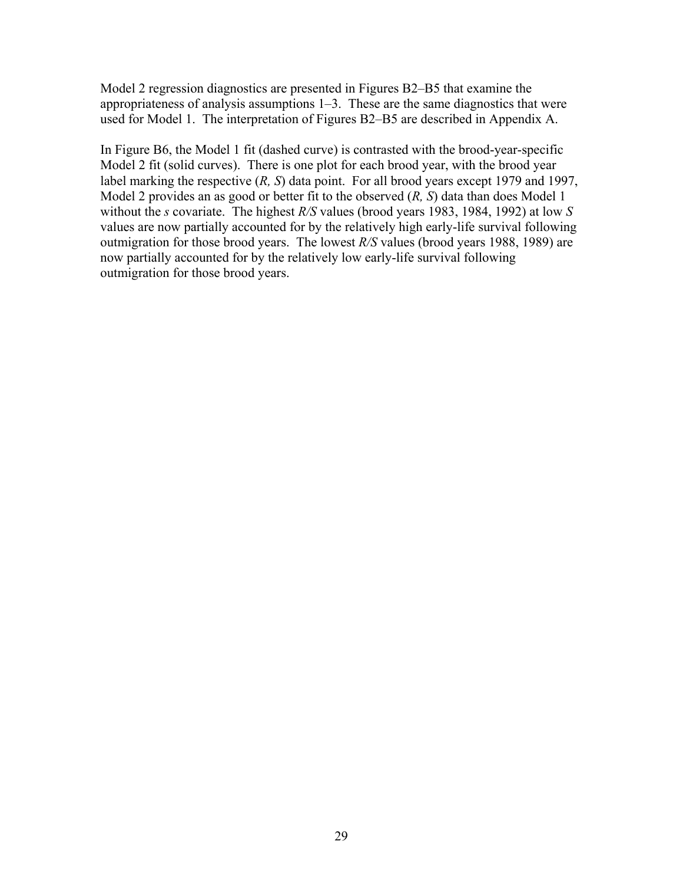Model 2 regression diagnostics are presented in Figures B2–B5 that examine the appropriateness of analysis assumptions 1–3. These are the same diagnostics that were used for Model 1. The interpretation of Figures B2–B5 are described in Appendix A.

In Figure B6, the Model 1 fit (dashed curve) is contrasted with the brood-year-specific Model 2 fit (solid curves). There is one plot for each brood year, with the brood year label marking the respective $(R, S)$ data point. For all brood years except 1979 and 1997, Model 2 provides an as good or better fit to the observed $(R, S)$ data than does Model 1 without the $s$ covariate. The highest $R/S$ values (brood years 1983, 1984, 1992) at low $S$ values are now partially accounted for by the relatively high early-life survival following outmigration for those brood years. The lowest $R/S$ values (brood years 1988, 1989) are now partially accounted for by the relatively low early-life survival following outmigration for those brood years.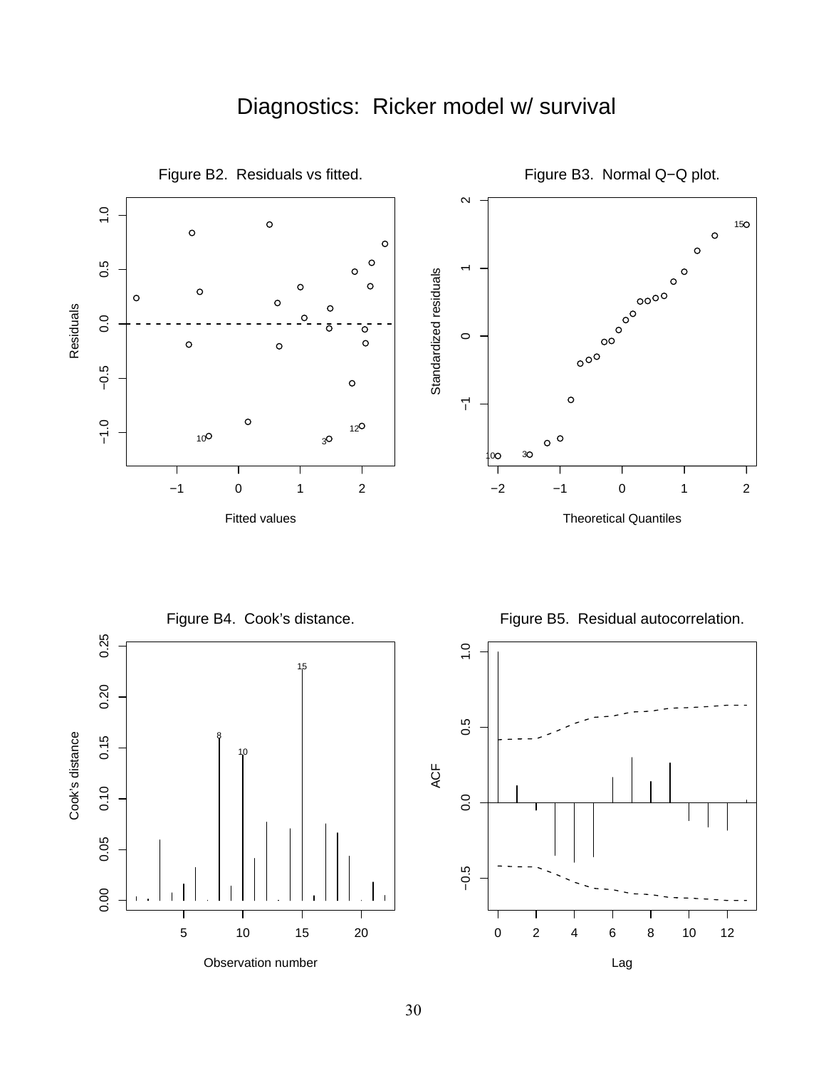# Diagnostics: Ricker model w/ survival

Figure B2. Residuals vs fitted.

Figure B3. Normal Q−Q plot.

Figure B4. Cook's distance.

Figure B5. Residual autocorrelation.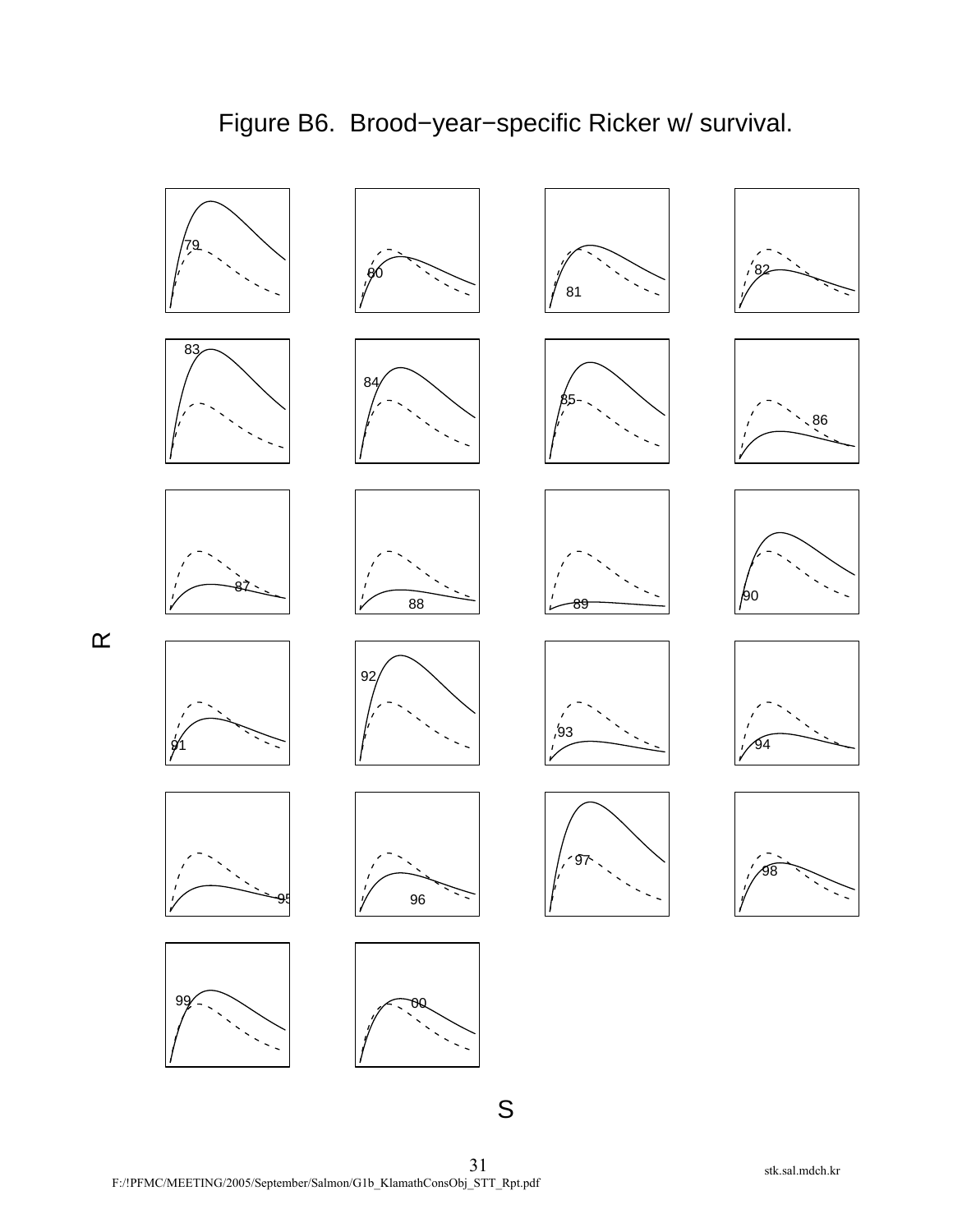# Figure B6. Brood−year−specific Ricker w/ survival.

79
80
81
82
83
84
85
86
87
88
89
90
91
92
93
94
95
96
97
98
99
00

R

S

F:/!PFMC/MEETING/2005/September/Salmon/G1b_KlamathConsObj_STT_Rpt.pdf

stk.sal.mdch.kr